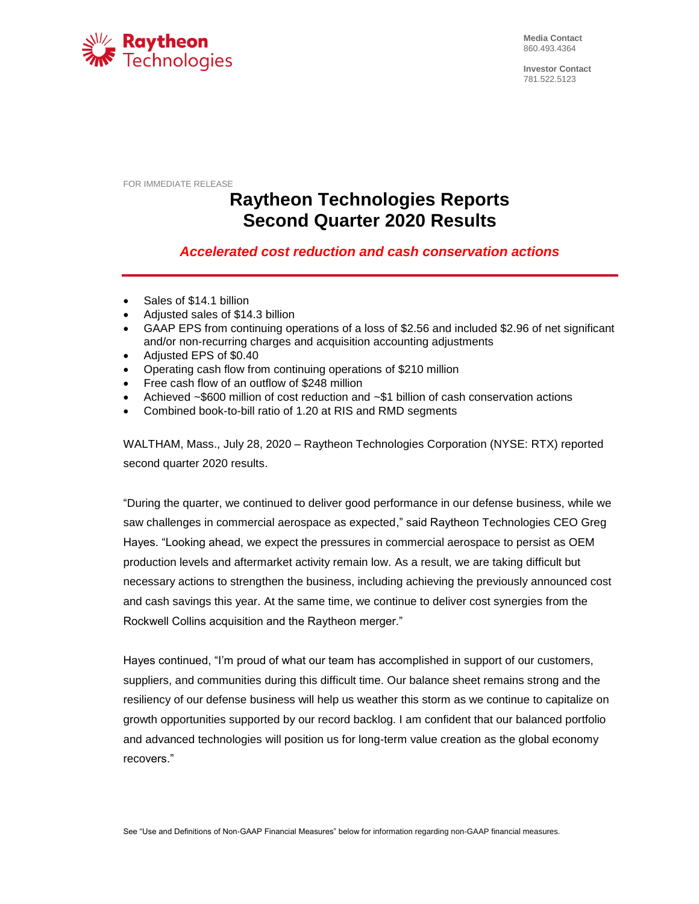Raytheon Technologies

**Media Contact**
860.493.4364

**Investor Contact**
781.522.5123

FOR IMMEDIATE RELEASE

# Raytheon Technologies Reports Second Quarter 2020 Results

***Accelerated cost reduction and cash conservation actions***

- Sales of $14.1 billion
- Adjusted sales of $14.3 billion
- GAAP EPS from continuing operations of a loss of $2.56 and included $2.96 of net significant and/or non-recurring charges and acquisition accounting adjustments
- Adjusted EPS of $0.40
- Operating cash flow from continuing operations of $210 million
- Free cash flow of an outflow of $248 million
- Achieved ~$600 million of cost reduction and ~$1 billion of cash conservation actions
- Combined book-to-bill ratio of 1.20 at RIS and RMD segments

WALTHAM, Mass., July 28, 2020 – Raytheon Technologies Corporation (NYSE: RTX) reported second quarter 2020 results.

"During the quarter, we continued to deliver good performance in our defense business, while we saw challenges in commercial aerospace as expected," said Raytheon Technologies CEO Greg Hayes. "Looking ahead, we expect the pressures in commercial aerospace to persist as OEM production levels and aftermarket activity remain low. As a result, we are taking difficult but necessary actions to strengthen the business, including achieving the previously announced cost and cash savings this year. At the same time, we continue to deliver cost synergies from the Rockwell Collins acquisition and the Raytheon merger."

Hayes continued, "I'm proud of what our team has accomplished in support of our customers, suppliers, and communities during this difficult time. Our balance sheet remains strong and the resiliency of our defense business will help us weather this storm as we continue to capitalize on growth opportunities supported by our record backlog. I am confident that our balanced portfolio and advanced technologies will position us for long-term value creation as the global economy recovers."

See "Use and Definitions of Non-GAAP Financial Measures" below for information regarding non-GAAP financial measures.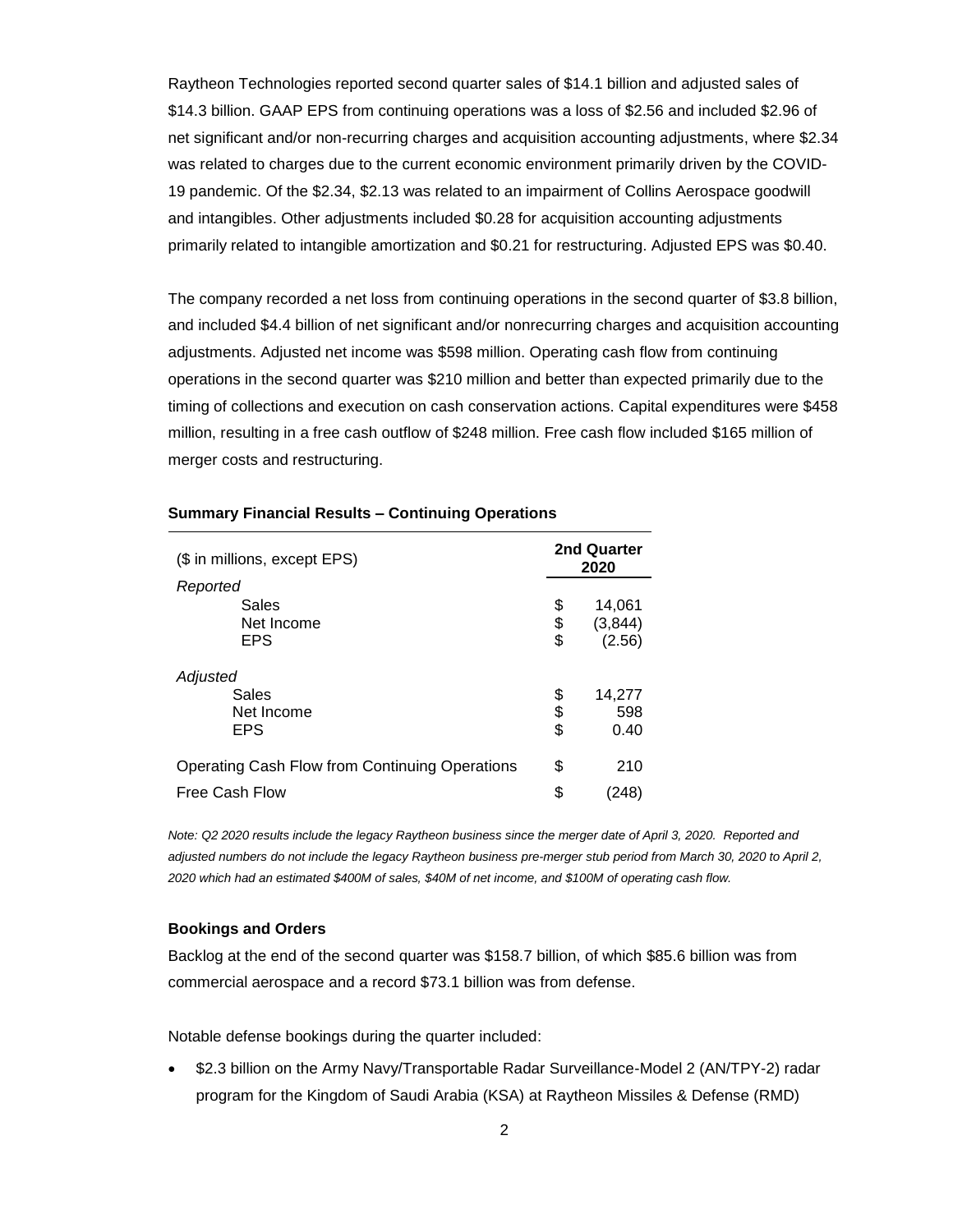Raytheon Technologies reported second quarter sales of $14.1 billion and adjusted sales of $14.3 billion. GAAP EPS from continuing operations was a loss of $2.56 and included $2.96 of net significant and/or non-recurring charges and acquisition accounting adjustments, where $2.34 was related to charges due to the current economic environment primarily driven by the COVID-19 pandemic. Of the $2.34, $2.13 was related to an impairment of Collins Aerospace goodwill and intangibles. Other adjustments included $0.28 for acquisition accounting adjustments primarily related to intangible amortization and $0.21 for restructuring. Adjusted EPS was $0.40.

The company recorded a net loss from continuing operations in the second quarter of $3.8 billion, and included $4.4 billion of net significant and/or nonrecurring charges and acquisition accounting adjustments. Adjusted net income was $598 million. Operating cash flow from continuing operations in the second quarter was $210 million and better than expected primarily due to the timing of collections and execution on cash conservation actions. Capital expenditures were $458 million, resulting in a free cash outflow of $248 million. Free cash flow included $165 million of merger costs and restructuring.

**Summary Financial Results – Continuing Operations**

| ($ in millions, except EPS) | 2nd Quarter 2020 |
|---|---|
| *Reported* | |
| Sales | $ 14,061 |
| Net Income | $ (3,844) |
| EPS | $ (2.56) |
| *Adjusted* | |
| Sales | $ 14,277 |
| Net Income | $ 598 |
| EPS | $ 0.40 |
| Operating Cash Flow from Continuing Operations | $ 210 |
| Free Cash Flow | $ (248) |

*Note: Q2 2020 results include the legacy Raytheon business since the merger date of April 3, 2020. Reported and adjusted numbers do not include the legacy Raytheon business pre-merger stub period from March 30, 2020 to April 2, 2020 which had an estimated $400M of sales, $40M of net income, and $100M of operating cash flow.*

**Bookings and Orders**

Backlog at the end of the second quarter was $158.7 billion, of which $85.6 billion was from commercial aerospace and a record $73.1 billion was from defense.

Notable defense bookings during the quarter included:

- $2.3 billion on the Army Navy/Transportable Radar Surveillance-Model 2 (AN/TPY-2) radar program for the Kingdom of Saudi Arabia (KSA) at Raytheon Missiles & Defense (RMD)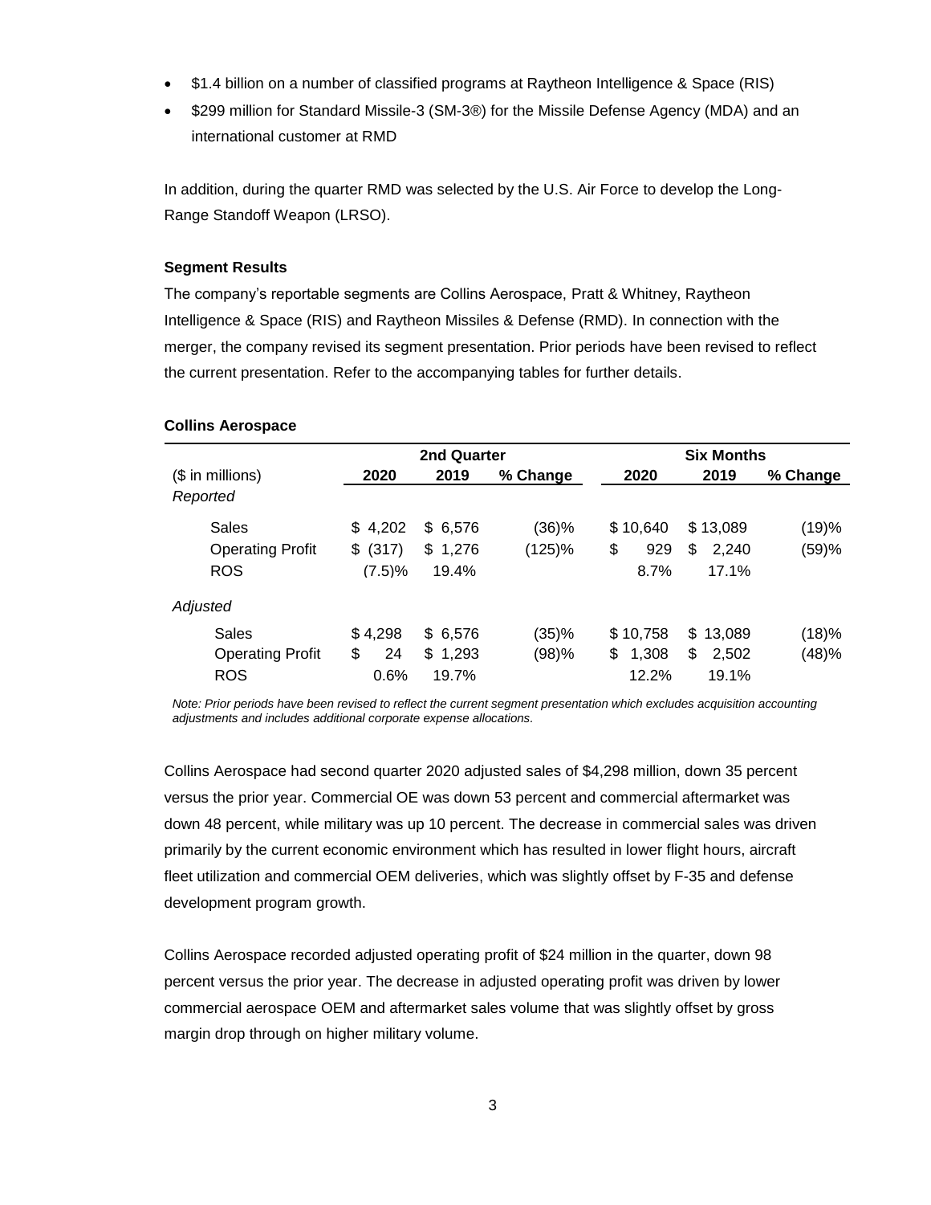- $1.4 billion on a number of classified programs at Raytheon Intelligence & Space (RIS)
- $299 million for Standard Missile-3 (SM-3®) for the Missile Defense Agency (MDA) and an international customer at RMD

In addition, during the quarter RMD was selected by the U.S. Air Force to develop the Long-Range Standoff Weapon (LRSO).

**Segment Results**

The company's reportable segments are Collins Aerospace, Pratt & Whitney, Raytheon Intelligence & Space (RIS) and Raytheon Missiles & Defense (RMD). In connection with the merger, the company revised its segment presentation. Prior periods have been revised to reflect the current presentation. Refer to the accompanying tables for further details.

**Collins Aerospace**

| | 2nd Quarter | | | Six Months | | |
|---|---|---|---|---|---|---|
| ($ in millions) | 2020 | 2019 | % Change | 2020 | 2019 | % Change |
| *Reported* | | | | | | |
| Sales | $ 4,202 | $ 6,576 | (36)% | $ 10,640 | $ 13,089 | (19)% |
| Operating Profit | $ (317) | $ 1,276 | (125)% | $ 929 | $ 2,240 | (59)% |
| ROS | (7.5)% | 19.4% | | 8.7% | 17.1% | |
| *Adjusted* | | | | | | |
| Sales | $ 4,298 | $ 6,576 | (35)% | $ 10,758 | $ 13,089 | (18)% |
| Operating Profit | $ 24 | $ 1,293 | (98)% | $ 1,308 | $ 2,502 | (48)% |
| ROS | 0.6% | 19.7% | | 12.2% | 19.1% | |

*Note: Prior periods have been revised to reflect the current segment presentation which excludes acquisition accounting adjustments and includes additional corporate expense allocations.*

Collins Aerospace had second quarter 2020 adjusted sales of $4,298 million, down 35 percent versus the prior year. Commercial OE was down 53 percent and commercial aftermarket was down 48 percent, while military was up 10 percent. The decrease in commercial sales was driven primarily by the current economic environment which has resulted in lower flight hours, aircraft fleet utilization and commercial OEM deliveries, which was slightly offset by F-35 and defense development program growth.

Collins Aerospace recorded adjusted operating profit of $24 million in the quarter, down 98 percent versus the prior year. The decrease in adjusted operating profit was driven by lower commercial aerospace OEM and aftermarket sales volume that was slightly offset by gross margin drop through on higher military volume.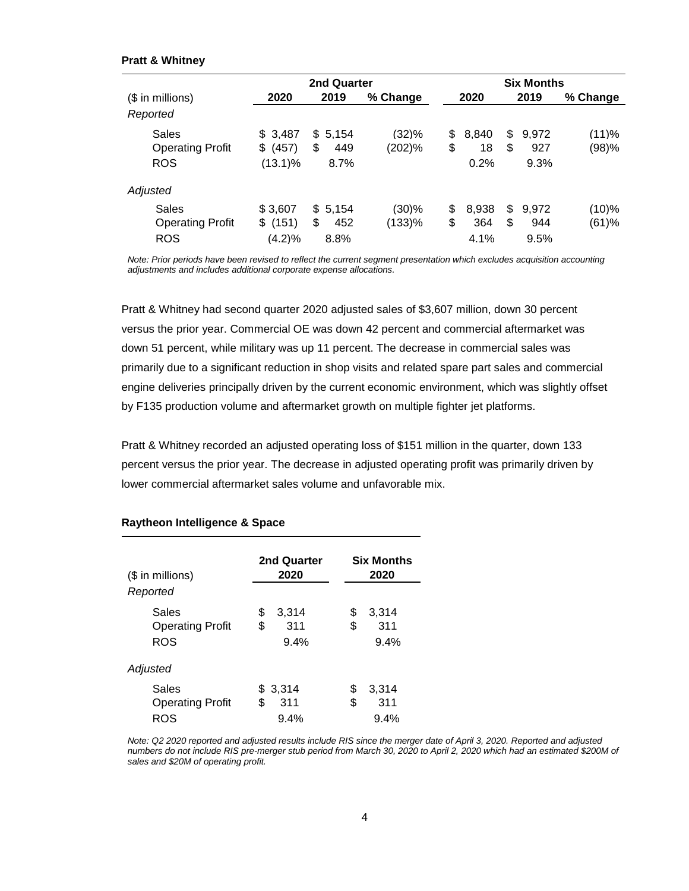**Pratt & Whitney**

| ($ in millions) | 2nd Quarter | | | Six Months | | |
|---|---|---|---|---|---|---|
| | 2020 | 2019 | % Change | 2020 | 2019 | % Change |
| *Reported* | | | | | | |
| Sales | $ 3,487 | $ 5,154 | (32)% | $ 8,840 | $ 9,972 | (11)% |
| Operating Profit | $ (457) | $ 449 | (202)% | $ 18 | $ 927 | (98)% |
| ROS | (13.1)% | 8.7% | | 0.2% | 9.3% | |
| *Adjusted* | | | | | | |
| Sales | $ 3,607 | $ 5,154 | (30)% | $ 8,938 | $ 9,972 | (10)% |
| Operating Profit | $ (151) | $ 452 | (133)% | $ 364 | $ 944 | (61)% |
| ROS | (4.2)% | 8.8% | | 4.1% | 9.5% | |

*Note: Prior periods have been revised to reflect the current segment presentation which excludes acquisition accounting adjustments and includes additional corporate expense allocations.*

Pratt & Whitney had second quarter 2020 adjusted sales of $3,607 million, down 30 percent versus the prior year. Commercial OE was down 42 percent and commercial aftermarket was down 51 percent, while military was up 11 percent. The decrease in commercial sales was primarily due to a significant reduction in shop visits and related spare part sales and commercial engine deliveries principally driven by the current economic environment, which was slightly offset by F135 production volume and aftermarket growth on multiple fighter jet platforms.

Pratt & Whitney recorded an adjusted operating loss of $151 million in the quarter, down 133 percent versus the prior year. The decrease in adjusted operating profit was primarily driven by lower commercial aftermarket sales volume and unfavorable mix.

**Raytheon Intelligence & Space**

| ($ in millions) | 2nd Quarter 2020 | Six Months 2020 |
|---|---|---|
| *Reported* | | |
| Sales | $ 3,314 | $ 3,314 |
| Operating Profit | $ 311 | $ 311 |
| ROS | 9.4% | 9.4% |
| *Adjusted* | | |
| Sales | $ 3,314 | $ 3,314 |
| Operating Profit | $ 311 | $ 311 |
| ROS | 9.4% | 9.4% |

*Note: Q2 2020 reported and adjusted results include RIS since the merger date of April 3, 2020. Reported and adjusted numbers do not include RIS pre-merger stub period from March 30, 2020 to April 2, 2020 which had an estimated $200M of sales and $20M of operating profit.*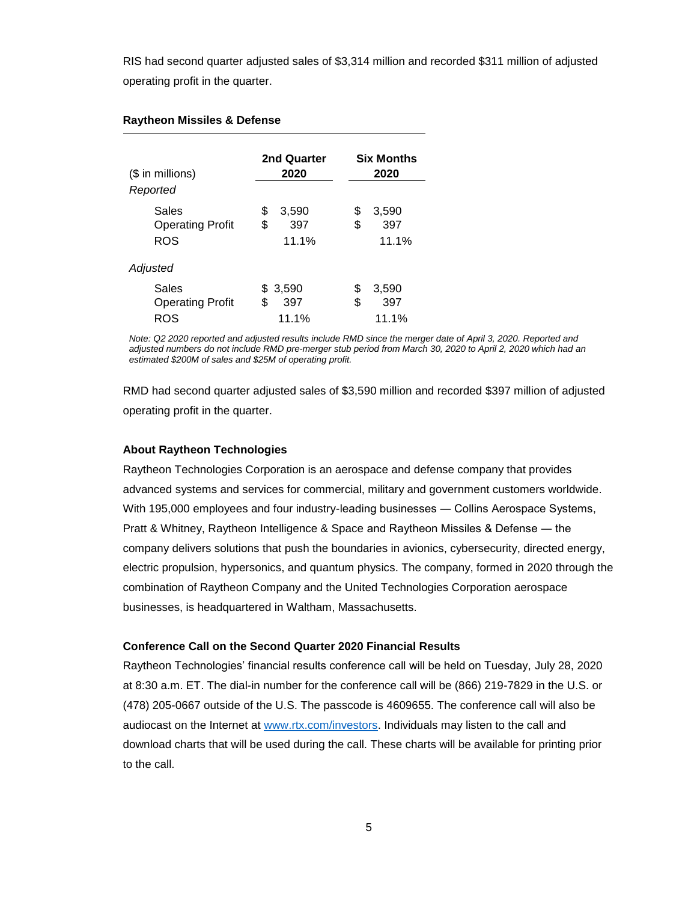RIS had second quarter adjusted sales of $3,314 million and recorded $311 million of adjusted operating profit in the quarter.

**Raytheon Missiles & Defense**

| ($ in millions) | 2nd Quarter 2020 | Six Months 2020 |
|---|---|---|
| *Reported* | | |
| Sales | $ 3,590 | $ 3,590 |
| Operating Profit | $ 397 | $ 397 |
| ROS | 11.1% | 11.1% |
| *Adjusted* | | |
| Sales | $ 3,590 | $ 3,590 |
| Operating Profit | $ 397 | $ 397 |
| ROS | 11.1% | 11.1% |

*Note: Q2 2020 reported and adjusted results include RMD since the merger date of April 3, 2020. Reported and adjusted numbers do not include RMD pre-merger stub period from March 30, 2020 to April 2, 2020 which had an estimated $200M of sales and $25M of operating profit.*

RMD had second quarter adjusted sales of $3,590 million and recorded $397 million of adjusted operating profit in the quarter.

**About Raytheon Technologies**

Raytheon Technologies Corporation is an aerospace and defense company that provides advanced systems and services for commercial, military and government customers worldwide. With 195,000 employees and four industry-leading businesses — Collins Aerospace Systems, Pratt & Whitney, Raytheon Intelligence & Space and Raytheon Missiles & Defense — the company delivers solutions that push the boundaries in avionics, cybersecurity, directed energy, electric propulsion, hypersonics, and quantum physics. The company, formed in 2020 through the combination of Raytheon Company and the United Technologies Corporation aerospace businesses, is headquartered in Waltham, Massachusetts.

**Conference Call on the Second Quarter 2020 Financial Results**

Raytheon Technologies' financial results conference call will be held on Tuesday, July 28, 2020 at 8:30 a.m. ET. The dial-in number for the conference call will be (866) 219-7829 in the U.S. or (478) 205-0667 outside of the U.S. The passcode is 4609655. The conference call will also be audiocast on the Internet at www.rtx.com/investors. Individuals may listen to the call and download charts that will be used during the call. These charts will be available for printing prior to the call.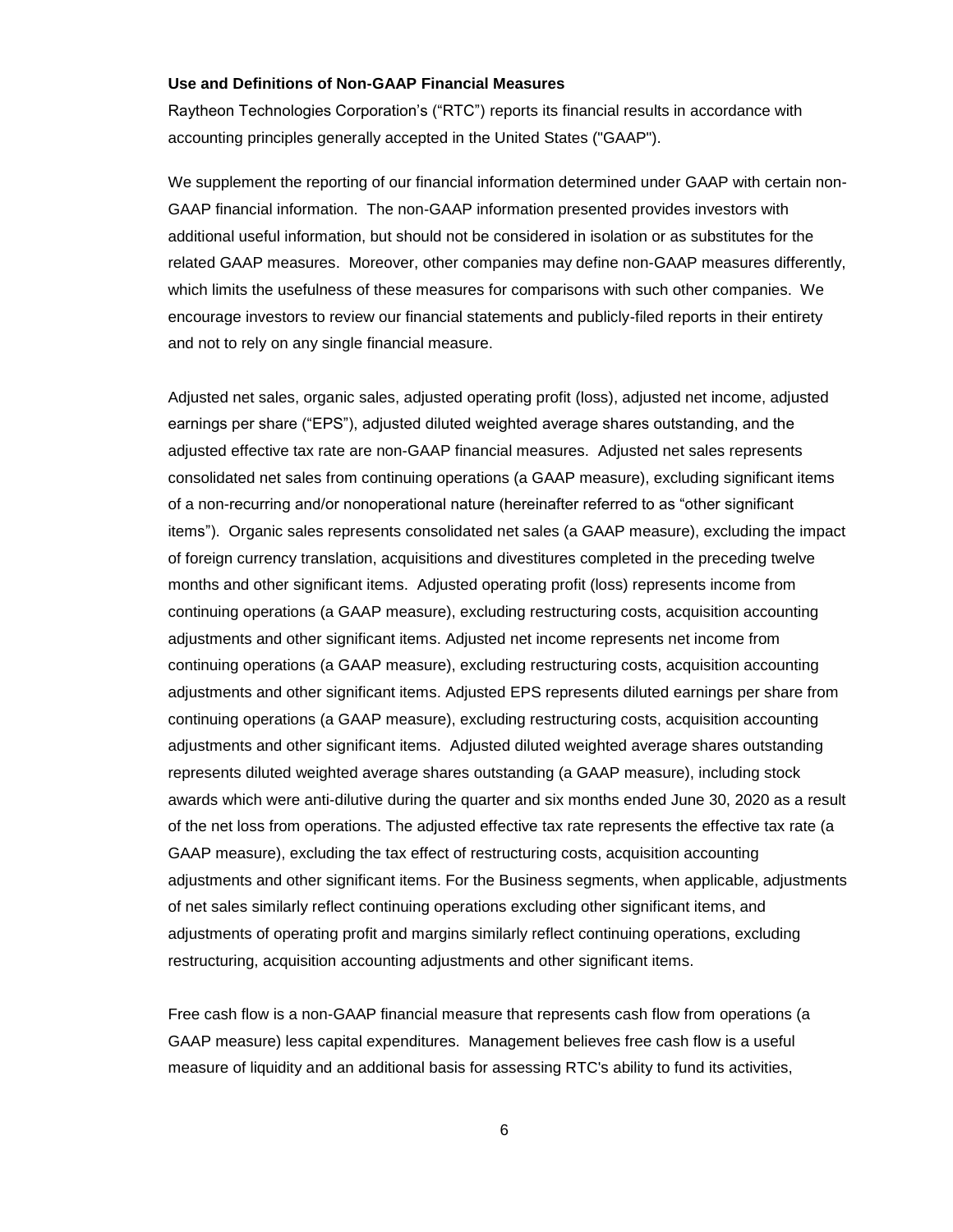**Use and Definitions of Non-GAAP Financial Measures**

Raytheon Technologies Corporation's ("RTC") reports its financial results in accordance with accounting principles generally accepted in the United States ("GAAP").

We supplement the reporting of our financial information determined under GAAP with certain non-GAAP financial information. The non-GAAP information presented provides investors with additional useful information, but should not be considered in isolation or as substitutes for the related GAAP measures. Moreover, other companies may define non-GAAP measures differently, which limits the usefulness of these measures for comparisons with such other companies. We encourage investors to review our financial statements and publicly-filed reports in their entirety and not to rely on any single financial measure.

Adjusted net sales, organic sales, adjusted operating profit (loss), adjusted net income, adjusted earnings per share ("EPS"), adjusted diluted weighted average shares outstanding, and the adjusted effective tax rate are non-GAAP financial measures. Adjusted net sales represents consolidated net sales from continuing operations (a GAAP measure), excluding significant items of a non-recurring and/or nonoperational nature (hereinafter referred to as "other significant items"). Organic sales represents consolidated net sales (a GAAP measure), excluding the impact of foreign currency translation, acquisitions and divestitures completed in the preceding twelve months and other significant items. Adjusted operating profit (loss) represents income from continuing operations (a GAAP measure), excluding restructuring costs, acquisition accounting adjustments and other significant items. Adjusted net income represents net income from continuing operations (a GAAP measure), excluding restructuring costs, acquisition accounting adjustments and other significant items. Adjusted EPS represents diluted earnings per share from continuing operations (a GAAP measure), excluding restructuring costs, acquisition accounting adjustments and other significant items. Adjusted diluted weighted average shares outstanding represents diluted weighted average shares outstanding (a GAAP measure), including stock awards which were anti-dilutive during the quarter and six months ended June 30, 2020 as a result of the net loss from operations. The adjusted effective tax rate represents the effective tax rate (a GAAP measure), excluding the tax effect of restructuring costs, acquisition accounting adjustments and other significant items. For the Business segments, when applicable, adjustments of net sales similarly reflect continuing operations excluding other significant items, and adjustments of operating profit and margins similarly reflect continuing operations, excluding restructuring, acquisition accounting adjustments and other significant items.

Free cash flow is a non-GAAP financial measure that represents cash flow from operations (a GAAP measure) less capital expenditures. Management believes free cash flow is a useful measure of liquidity and an additional basis for assessing RTC's ability to fund its activities,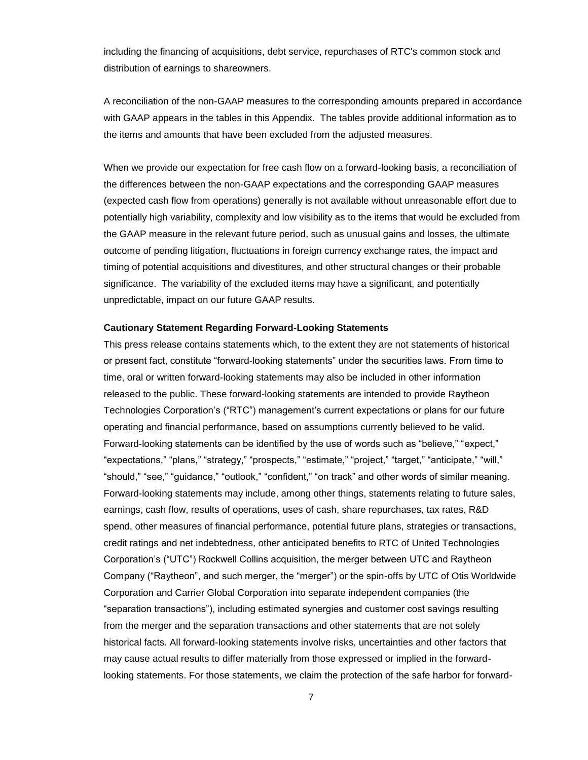including the financing of acquisitions, debt service, repurchases of RTC's common stock and distribution of earnings to shareowners.

A reconciliation of the non-GAAP measures to the corresponding amounts prepared in accordance with GAAP appears in the tables in this Appendix. The tables provide additional information as to the items and amounts that have been excluded from the adjusted measures.

When we provide our expectation for free cash flow on a forward-looking basis, a reconciliation of the differences between the non-GAAP expectations and the corresponding GAAP measures (expected cash flow from operations) generally is not available without unreasonable effort due to potentially high variability, complexity and low visibility as to the items that would be excluded from the GAAP measure in the relevant future period, such as unusual gains and losses, the ultimate outcome of pending litigation, fluctuations in foreign currency exchange rates, the impact and timing of potential acquisitions and divestitures, and other structural changes or their probable significance. The variability of the excluded items may have a significant, and potentially unpredictable, impact on our future GAAP results.

**Cautionary Statement Regarding Forward-Looking Statements**

This press release contains statements which, to the extent they are not statements of historical or present fact, constitute "forward-looking statements" under the securities laws. From time to time, oral or written forward-looking statements may also be included in other information released to the public. These forward-looking statements are intended to provide Raytheon Technologies Corporation's ("RTC") management's current expectations or plans for our future operating and financial performance, based on assumptions currently believed to be valid. Forward-looking statements can be identified by the use of words such as "believe," "expect," "expectations," "plans," "strategy," "prospects," "estimate," "project," "target," "anticipate," "will," "should," "see," "guidance," "outlook," "confident," "on track" and other words of similar meaning. Forward-looking statements may include, among other things, statements relating to future sales, earnings, cash flow, results of operations, uses of cash, share repurchases, tax rates, R&D spend, other measures of financial performance, potential future plans, strategies or transactions, credit ratings and net indebtedness, other anticipated benefits to RTC of United Technologies Corporation's ("UTC") Rockwell Collins acquisition, the merger between UTC and Raytheon Company ("Raytheon", and such merger, the "merger") or the spin-offs by UTC of Otis Worldwide Corporation and Carrier Global Corporation into separate independent companies (the "separation transactions"), including estimated synergies and customer cost savings resulting from the merger and the separation transactions and other statements that are not solely historical facts. All forward-looking statements involve risks, uncertainties and other factors that may cause actual results to differ materially from those expressed or implied in the forward-looking statements. For those statements, we claim the protection of the safe harbor for forward-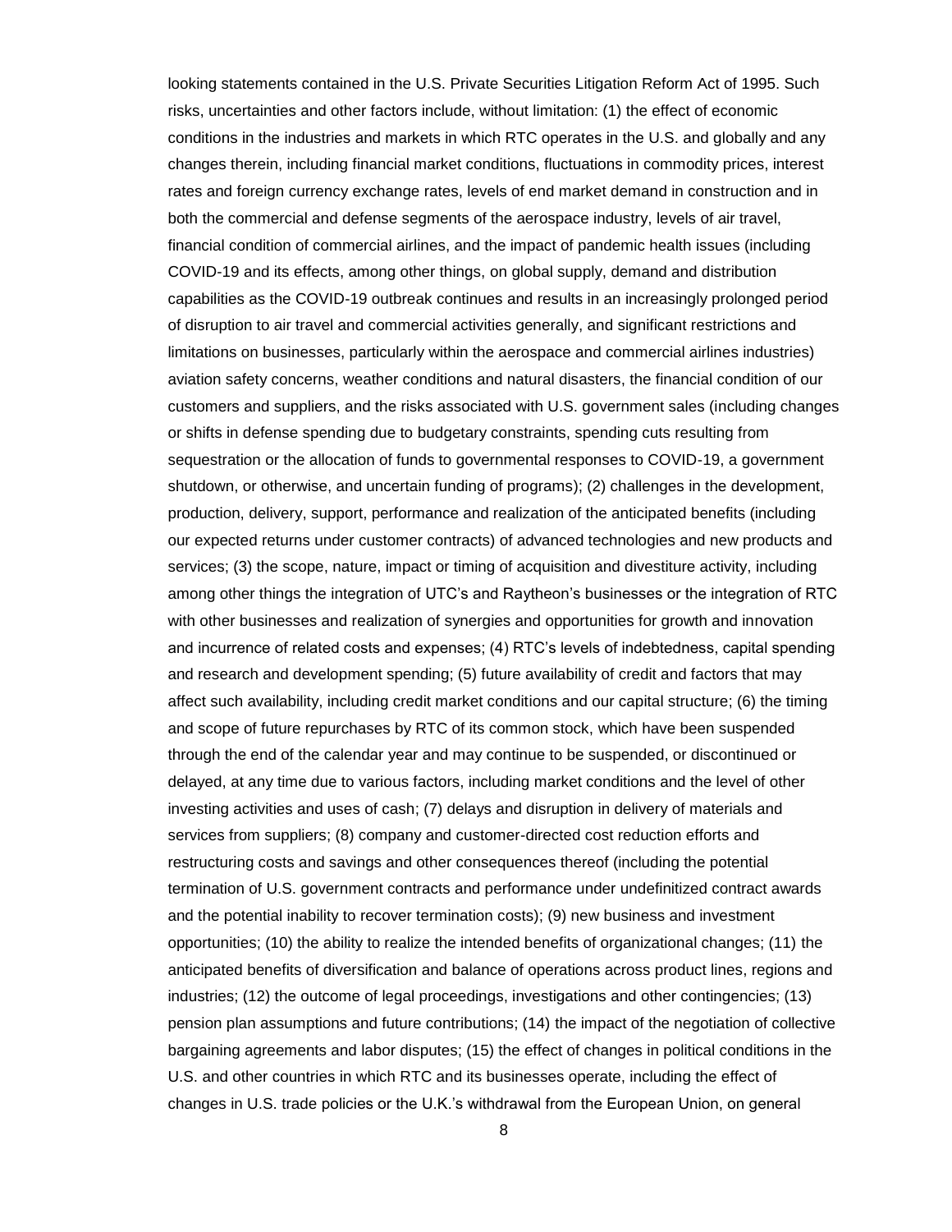looking statements contained in the U.S. Private Securities Litigation Reform Act of 1995. Such risks, uncertainties and other factors include, without limitation: (1) the effect of economic conditions in the industries and markets in which RTC operates in the U.S. and globally and any changes therein, including financial market conditions, fluctuations in commodity prices, interest rates and foreign currency exchange rates, levels of end market demand in construction and in both the commercial and defense segments of the aerospace industry, levels of air travel, financial condition of commercial airlines, and the impact of pandemic health issues (including COVID-19 and its effects, among other things, on global supply, demand and distribution capabilities as the COVID-19 outbreak continues and results in an increasingly prolonged period of disruption to air travel and commercial activities generally, and significant restrictions and limitations on businesses, particularly within the aerospace and commercial airlines industries) aviation safety concerns, weather conditions and natural disasters, the financial condition of our customers and suppliers, and the risks associated with U.S. government sales (including changes or shifts in defense spending due to budgetary constraints, spending cuts resulting from sequestration or the allocation of funds to governmental responses to COVID-19, a government shutdown, or otherwise, and uncertain funding of programs); (2) challenges in the development, production, delivery, support, performance and realization of the anticipated benefits (including our expected returns under customer contracts) of advanced technologies and new products and services; (3) the scope, nature, impact or timing of acquisition and divestiture activity, including among other things the integration of UTC's and Raytheon's businesses or the integration of RTC with other businesses and realization of synergies and opportunities for growth and innovation and incurrence of related costs and expenses; (4) RTC's levels of indebtedness, capital spending and research and development spending; (5) future availability of credit and factors that may affect such availability, including credit market conditions and our capital structure; (6) the timing and scope of future repurchases by RTC of its common stock, which have been suspended through the end of the calendar year and may continue to be suspended, or discontinued or delayed, at any time due to various factors, including market conditions and the level of other investing activities and uses of cash; (7) delays and disruption in delivery of materials and services from suppliers; (8) company and customer-directed cost reduction efforts and restructuring costs and savings and other consequences thereof (including the potential termination of U.S. government contracts and performance under undefinitized contract awards and the potential inability to recover termination costs); (9) new business and investment opportunities; (10) the ability to realize the intended benefits of organizational changes; (11) the anticipated benefits of diversification and balance of operations across product lines, regions and industries; (12) the outcome of legal proceedings, investigations and other contingencies; (13) pension plan assumptions and future contributions; (14) the impact of the negotiation of collective bargaining agreements and labor disputes; (15) the effect of changes in political conditions in the U.S. and other countries in which RTC and its businesses operate, including the effect of changes in U.S. trade policies or the U.K.'s withdrawal from the European Union, on general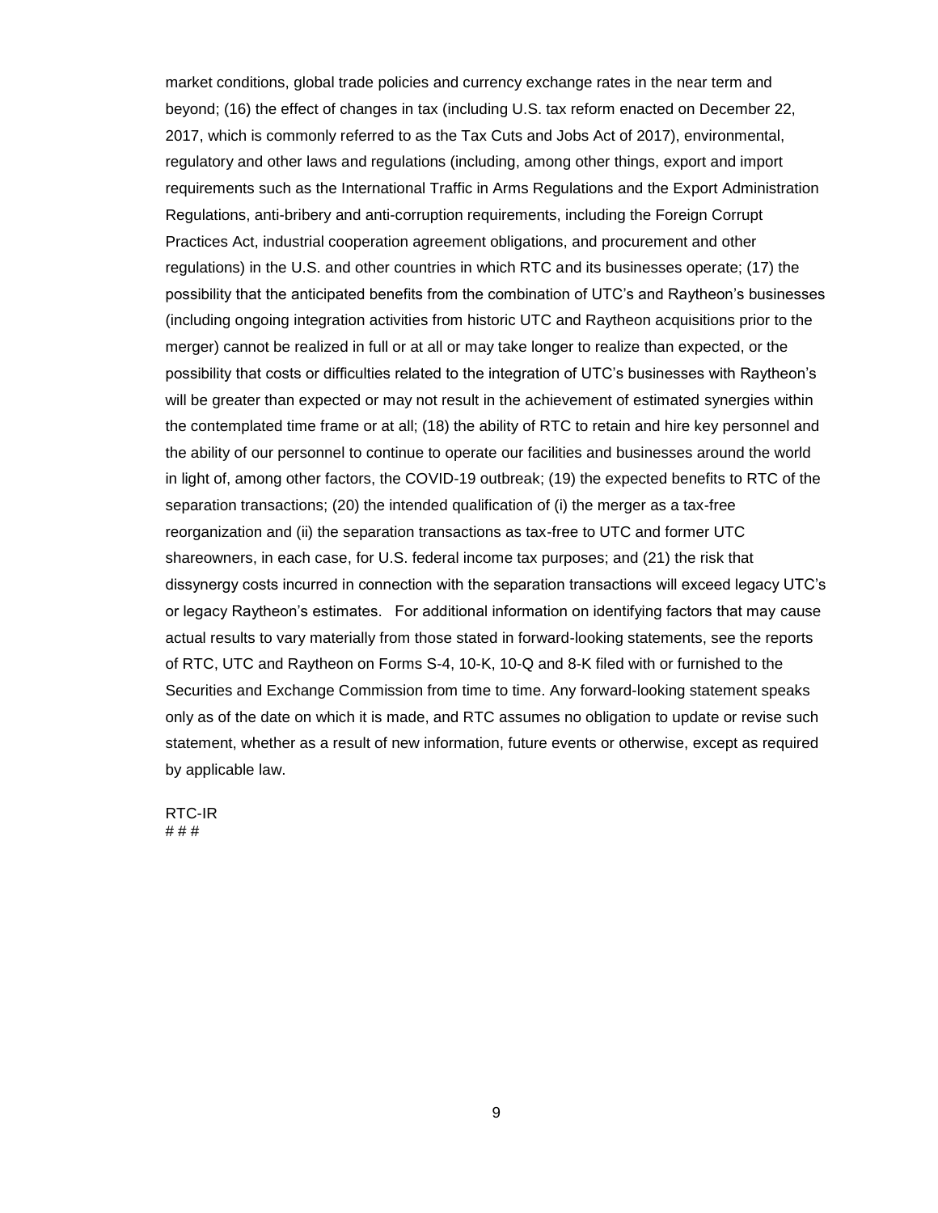market conditions, global trade policies and currency exchange rates in the near term and beyond; (16) the effect of changes in tax (including U.S. tax reform enacted on December 22, 2017, which is commonly referred to as the Tax Cuts and Jobs Act of 2017), environmental, regulatory and other laws and regulations (including, among other things, export and import requirements such as the International Traffic in Arms Regulations and the Export Administration Regulations, anti-bribery and anti-corruption requirements, including the Foreign Corrupt Practices Act, industrial cooperation agreement obligations, and procurement and other regulations) in the U.S. and other countries in which RTC and its businesses operate; (17) the possibility that the anticipated benefits from the combination of UTC's and Raytheon's businesses (including ongoing integration activities from historic UTC and Raytheon acquisitions prior to the merger) cannot be realized in full or at all or may take longer to realize than expected, or the possibility that costs or difficulties related to the integration of UTC's businesses with Raytheon's will be greater than expected or may not result in the achievement of estimated synergies within the contemplated time frame or at all; (18) the ability of RTC to retain and hire key personnel and the ability of our personnel to continue to operate our facilities and businesses around the world in light of, among other factors, the COVID-19 outbreak; (19) the expected benefits to RTC of the separation transactions; (20) the intended qualification of (i) the merger as a tax-free reorganization and (ii) the separation transactions as tax-free to UTC and former UTC shareowners, in each case, for U.S. federal income tax purposes; and (21) the risk that dissynergy costs incurred in connection with the separation transactions will exceed legacy UTC's or legacy Raytheon's estimates. For additional information on identifying factors that may cause actual results to vary materially from those stated in forward-looking statements, see the reports of RTC, UTC and Raytheon on Forms S-4, 10-K, 10-Q and 8-K filed with or furnished to the Securities and Exchange Commission from time to time. Any forward-looking statement speaks only as of the date on which it is made, and RTC assumes no obligation to update or revise such statement, whether as a result of new information, future events or otherwise, except as required by applicable law.

RTC-IR
# # #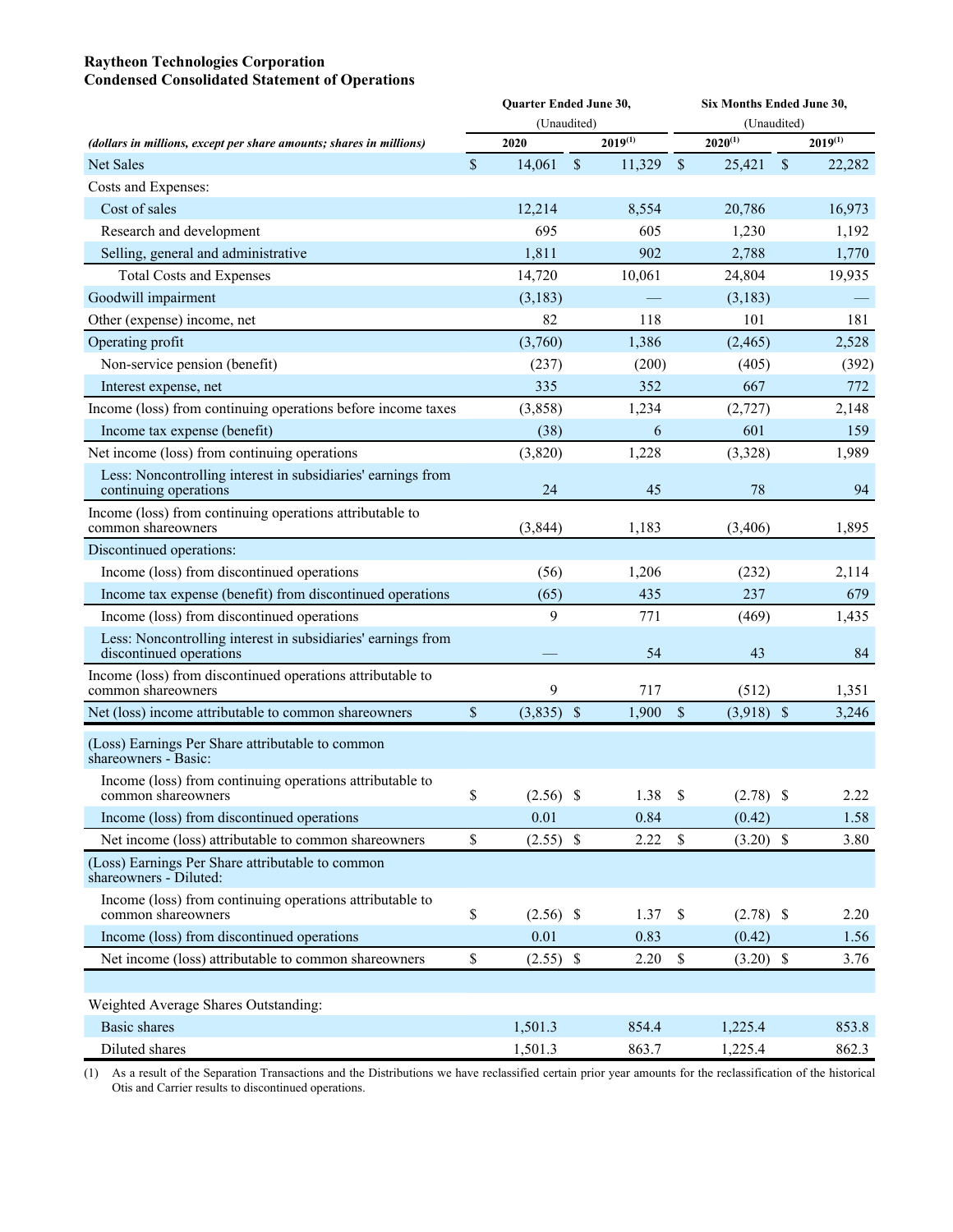**Raytheon Technologies Corporation**
**Condensed Consolidated Statement of Operations**

| *(dollars in millions, except per share amounts; shares in millions)* | Quarter Ended June 30, (Unaudited) 2020 | 2019[(1)] | Six Months Ended June 30, (Unaudited) 2020[(1)] | 2019[(1)] |
|---|---|---|---|---|
| Net Sales | $ 14,061 | $ 11,329 | $ 25,421 | $ 22,282 |
| Costs and Expenses: | | | | |
| Cost of sales | 12,214 | 8,554 | 20,786 | 16,973 |
| Research and development | 695 | 605 | 1,230 | 1,192 |
| Selling, general and administrative | 1,811 | 902 | 2,788 | 1,770 |
| Total Costs and Expenses | 14,720 | 10,061 | 24,804 | 19,935 |
| Goodwill impairment | (3,183) | — | (3,183) | — |
| Other (expense) income, net | 82 | 118 | 101 | 181 |
| Operating profit | (3,760) | 1,386 | (2,465) | 2,528 |
| Non-service pension (benefit) | (237) | (200) | (405) | (392) |
| Interest expense, net | 335 | 352 | 667 | 772 |
| Income (loss) from continuing operations before income taxes | (3,858) | 1,234 | (2,727) | 2,148 |
| Income tax expense (benefit) | (38) | 6 | 601 | 159 |
| Net income (loss) from continuing operations | (3,820) | 1,228 | (3,328) | 1,989 |
| Less: Noncontrolling interest in subsidiaries' earnings from continuing operations | 24 | 45 | 78 | 94 |
| Income (loss) from continuing operations attributable to common shareowners | (3,844) | 1,183 | (3,406) | 1,895 |
| Discontinued operations: | | | | |
| Income (loss) from discontinued operations | (56) | 1,206 | (232) | 2,114 |
| Income tax expense (benefit) from discontinued operations | (65) | 435 | 237 | 679 |
| Income (loss) from discontinued operations | 9 | 771 | (469) | 1,435 |
| Less: Noncontrolling interest in subsidiaries' earnings from discontinued operations | — | 54 | 43 | 84 |
| Income (loss) from discontinued operations attributable to common shareowners | 9 | 717 | (512) | 1,351 |
| Net (loss) income attributable to common shareowners | $ (3,835) | $ 1,900 | $ (3,918) | $ 3,246 |
| (Loss) Earnings Per Share attributable to common shareowners - Basic: | | | | |
| Income (loss) from continuing operations attributable to common shareowners | $ (2.56) | $ 1.38 | $ (2.78) | $ 2.22 |
| Income (loss) from discontinued operations | 0.01 | 0.84 | (0.42) | 1.58 |
| Net income (loss) attributable to common shareowners | $ (2.55) | $ 2.22 | $ (3.20) | $ 3.80 |
| (Loss) Earnings Per Share attributable to common shareowners - Diluted: | | | | |
| Income (loss) from continuing operations attributable to common shareowners | $ (2.56) | $ 1.37 | $ (2.78) | $ 2.20 |
| Income (loss) from discontinued operations | 0.01 | 0.83 | (0.42) | 1.56 |
| Net income (loss) attributable to common shareowners | $ (2.55) | $ 2.20 | $ (3.20) | $ 3.76 |
| Weighted Average Shares Outstanding: | | | | |
| Basic shares | 1,501.3 | 854.4 | 1,225.4 | 853.8 |
| Diluted shares | 1,501.3 | 863.7 | 1,225.4 | 862.3 |

(1) As a result of the Separation Transactions and the Distributions we have reclassified certain prior year amounts for the reclassification of the historical Otis and Carrier results to discontinued operations.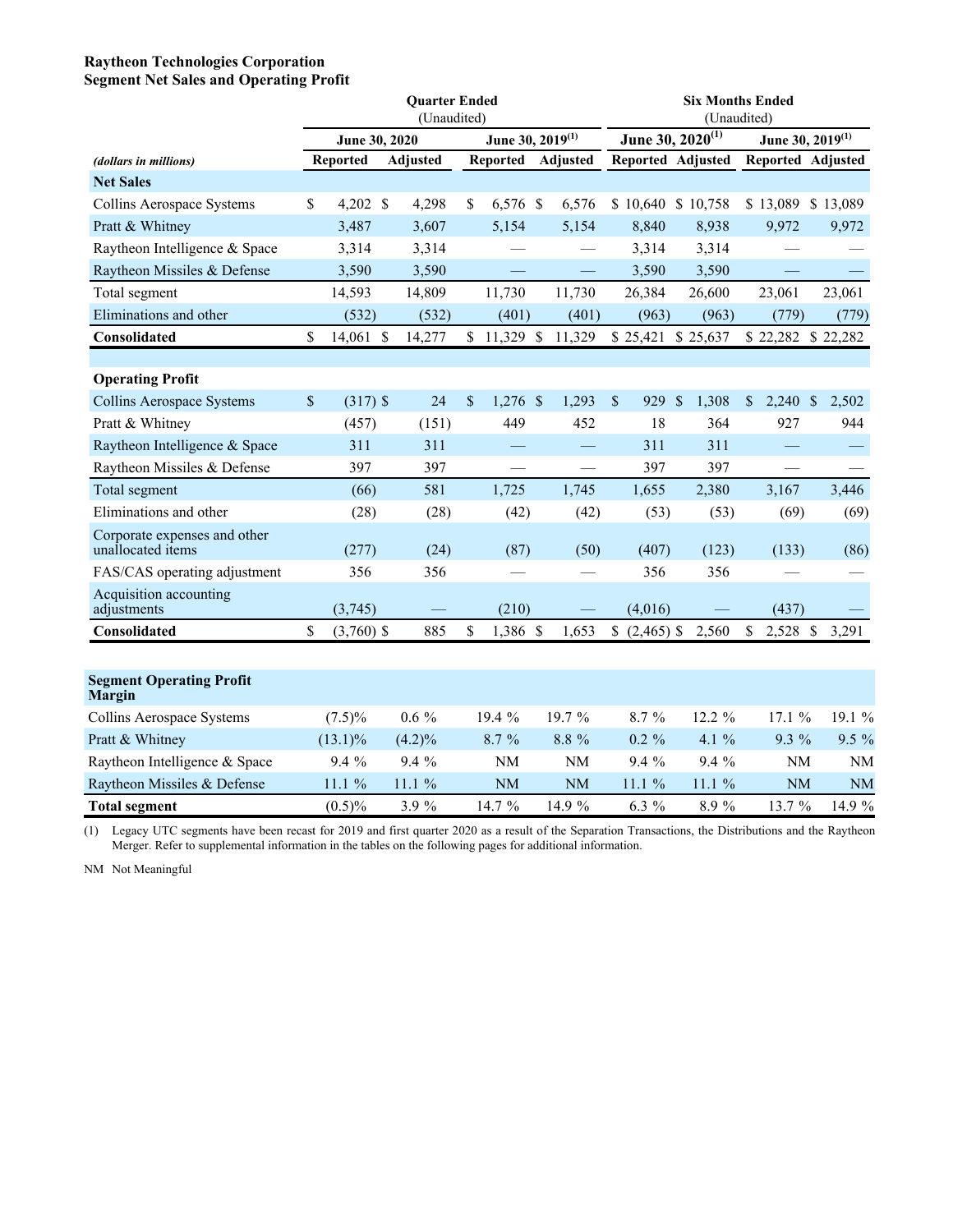**Raytheon Technologies Corporation**
**Segment Net Sales and Operating Profit**

| (dollars in millions) | Quarter Ended (Unaudited) | | | | Six Months Ended (Unaudited) | | | |
|---|---|---|---|---|---|---|---|---|
| | June 30, 2020 | | June 30, 2019[(1)] | | June 30, 2020[(1)] | | June 30, 2019[(1)] | |
| | Reported | Adjusted | Reported | Adjusted | Reported | Adjusted | Reported | Adjusted |
| **Net Sales** | | | | | | | | |
| Collins Aerospace Systems | $ 4,202 | $ 4,298 | $ 6,576 | $ 6,576 | $ 10,640 | $ 10,758 | $ 13,089 | $ 13,089 |
| Pratt & Whitney | 3,487 | 3,607 | 5,154 | 5,154 | 8,840 | 8,938 | 9,972 | 9,972 |
| Raytheon Intelligence & Space | 3,314 | 3,314 | — | — | 3,314 | 3,314 | — | — |
| Raytheon Missiles & Defense | 3,590 | 3,590 | — | — | 3,590 | 3,590 | — | — |
| Total segment | 14,593 | 14,809 | 11,730 | 11,730 | 26,384 | 26,600 | 23,061 | 23,061 |
| Eliminations and other | (532) | (532) | (401) | (401) | (963) | (963) | (779) | (779) |
| **Consolidated** | $ 14,061 | $ 14,277 | $ 11,329 | $ 11,329 | $ 25,421 | $ 25,637 | $ 22,282 | $ 22,282 |
| **Operating Profit** | | | | | | | | |
| Collins Aerospace Systems | $ (317) | $ 24 | $ 1,276 | $ 1,293 | $ 929 | $ 1,308 | $ 2,240 | $ 2,502 |
| Pratt & Whitney | (457) | (151) | 449 | 452 | 18 | 364 | 927 | 944 |
| Raytheon Intelligence & Space | 311 | 311 | — | — | 311 | 311 | — | — |
| Raytheon Missiles & Defense | 397 | 397 | — | — | 397 | 397 | — | — |
| Total segment | (66) | 581 | 1,725 | 1,745 | 1,655 | 2,380 | 3,167 | 3,446 |
| Eliminations and other | (28) | (28) | (42) | (42) | (53) | (53) | (69) | (69) |
| Corporate expenses and other unallocated items | (277) | (24) | (87) | (50) | (407) | (123) | (133) | (86) |
| FAS/CAS operating adjustment | 356 | 356 | — | — | 356 | 356 | — | — |
| Acquisition accounting adjustments | (3,745) | — | (210) | — | (4,016) | — | (437) | — |
| **Consolidated** | $ (3,760) | $ 885 | $ 1,386 | $ 1,653 | $ (2,465) | $ 2,560 | $ 2,528 | $ 3,291 |

| **Segment Operating Profit Margin** | | | | | | | | |
|---|---|---|---|---|---|---|---|---|
| Collins Aerospace Systems | (7.5)% | 0.6 % | 19.4 % | 19.7 % | 8.7 % | 12.2 % | 17.1 % | 19.1 % |
| Pratt & Whitney | (13.1)% | (4.2)% | 8.7 % | 8.8 % | 0.2 % | 4.1 % | 9.3 % | 9.5 % |
| Raytheon Intelligence & Space | 9.4 % | 9.4 % | NM | NM | 9.4 % | 9.4 % | NM | NM |
| Raytheon Missiles & Defense | 11.1 % | 11.1 % | NM | NM | 11.1 % | 11.1 % | NM | NM |
| **Total segment** | (0.5)% | 3.9 % | 14.7 % | 14.9 % | 6.3 % | 8.9 % | 13.7 % | 14.9 % |

(1) Legacy UTC segments have been recast for 2019 and first quarter 2020 as a result of the Separation Transactions, the Distributions and the Raytheon Merger. Refer to supplemental information in the tables on the following pages for additional information.

NM Not Meaningful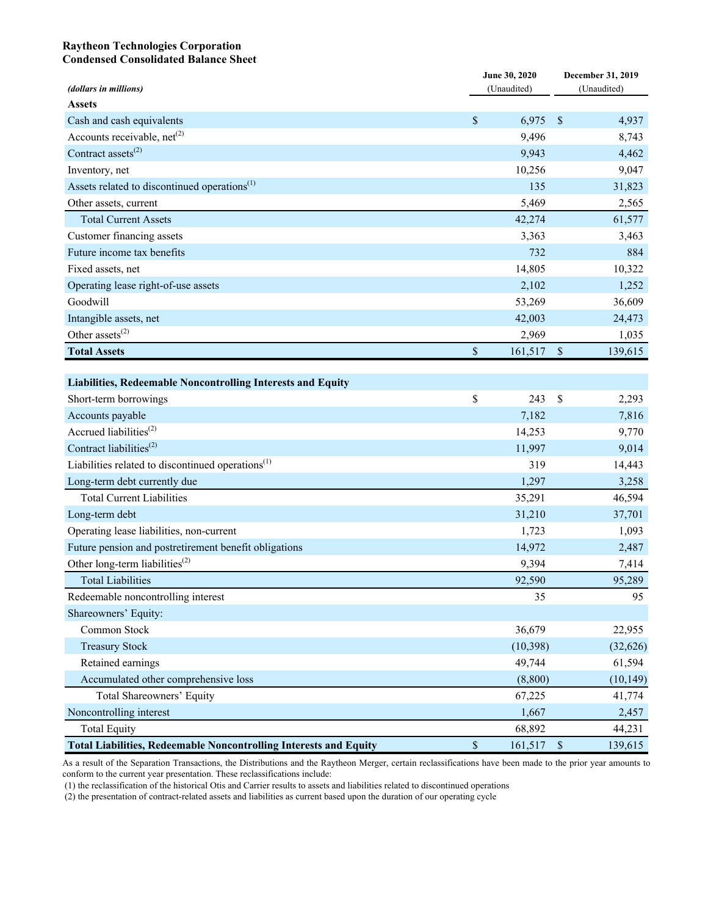**Raytheon Technologies Corporation**
**Condensed Consolidated Balance Sheet**

| *(dollars in millions)* | June 30, 2020 (Unaudited) | December 31, 2019 (Unaudited) |
|---|---|---|
| **Assets** | | |
| Cash and cash equivalents | $ 6,975 | $ 4,937 |
| Accounts receivable, net[(2)] | 9,496 | 8,743 |
| Contract assets[(2)] | 9,943 | 4,462 |
| Inventory, net | 10,256 | 9,047 |
| Assets related to discontinued operations[(1)] | 135 | 31,823 |
| Other assets, current | 5,469 | 2,565 |
| Total Current Assets | 42,274 | 61,577 |
| Customer financing assets | 3,363 | 3,463 |
| Future income tax benefits | 732 | 884 |
| Fixed assets, net | 14,805 | 10,322 |
| Operating lease right-of-use assets | 2,102 | 1,252 |
| Goodwill | 53,269 | 36,609 |
| Intangible assets, net | 42,003 | 24,473 |
| Other assets[(2)] | 2,969 | 1,035 |
| **Total Assets** | **$ 161,517** | **$ 139,615** |
| **Liabilities, Redeemable Noncontrolling Interests and Equity** | | |
| Short-term borrowings | $ 243 | $ 2,293 |
| Accounts payable | 7,182 | 7,816 |
| Accrued liabilities[(2)] | 14,253 | 9,770 |
| Contract liabilities[(2)] | 11,997 | 9,014 |
| Liabilities related to discontinued operations[(1)] | 319 | 14,443 |
| Long-term debt currently due | 1,297 | 3,258 |
| Total Current Liabilities | 35,291 | 46,594 |
| Long-term debt | 31,210 | 37,701 |
| Operating lease liabilities, non-current | 1,723 | 1,093 |
| Future pension and postretirement benefit obligations | 14,972 | 2,487 |
| Other long-term liabilities[(2)] | 9,394 | 7,414 |
| Total Liabilities | 92,590 | 95,289 |
| Redeemable noncontrolling interest | 35 | 95 |
| Shareowners' Equity: | | |
| Common Stock | 36,679 | 22,955 |
| Treasury Stock | (10,398) | (32,626) |
| Retained earnings | 49,744 | 61,594 |
| Accumulated other comprehensive loss | (8,800) | (10,149) |
| Total Shareowners' Equity | 67,225 | 41,774 |
| Noncontrolling interest | 1,667 | 2,457 |
| Total Equity | 68,892 | 44,231 |
| **Total Liabilities, Redeemable Noncontrolling Interests and Equity** | **$ 161,517** | **$ 139,615** |

As a result of the Separation Transactions, the Distributions and the Raytheon Merger, certain reclassifications have been made to the prior year amounts to conform to the current year presentation. These reclassifications include:

(1) the reclassification of the historical Otis and Carrier results to assets and liabilities related to discontinued operations

(2) the presentation of contract-related assets and liabilities as current based upon the duration of our operating cycle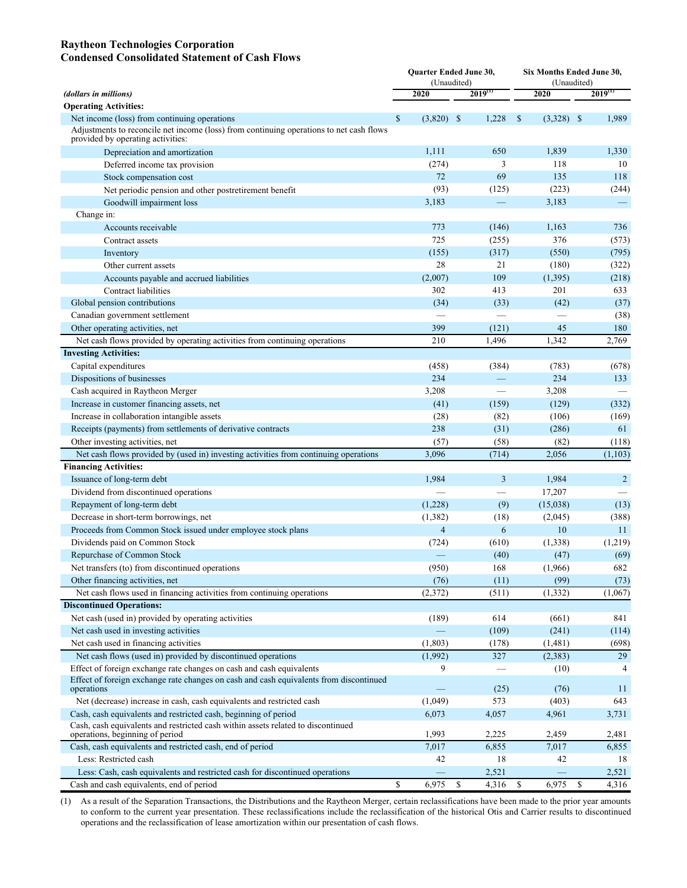## Raytheon Technologies Corporation
## Condensed Consolidated Statement of Cash Flows

| *(dollars in millions)* | Quarter Ended June 30, (Unaudited) 2020 | Quarter Ended June 30, (Unaudited) 2019[1] | Six Months Ended June 30, (Unaudited) 2020 | Six Months Ended June 30, (Unaudited) 2019[1] |
|---|---|---|---|---|
| **Operating Activities:** | | | | |
| Net income (loss) from continuing operations | $ (3,820) | $ 1,228 | $ (3,328) | $ 1,989 |
| Adjustments to reconcile net income (loss) from continuing operations to net cash flows provided by operating activities: | | | | |
| Depreciation and amortization | 1,111 | 650 | 1,839 | 1,330 |
| Deferred income tax provision | (274) | 3 | 118 | 10 |
| Stock compensation cost | 72 | 69 | 135 | 118 |
| Net periodic pension and other postretirement benefit | (93) | (125) | (223) | (244) |
| Goodwill impairment loss | 3,183 | — | 3,183 | — |
| Change in: | | | | |
| Accounts receivable | 773 | (146) | 1,163 | 736 |
| Contract assets | 725 | (255) | 376 | (573) |
| Inventory | (155) | (317) | (550) | (795) |
| Other current assets | 28 | 21 | (180) | (322) |
| Accounts payable and accrued liabilities | (2,007) | 109 | (1,395) | (218) |
| Contract liabilities | 302 | 413 | 201 | 633 |
| Global pension contributions | (34) | (33) | (42) | (37) |
| Canadian government settlement | — | — | — | (38) |
| Other operating activities, net | 399 | (121) | 45 | 180 |
| Net cash flows provided by operating activities from continuing operations | 210 | 1,496 | 1,342 | 2,769 |
| **Investing Activities:** | | | | |
| Capital expenditures | (458) | (384) | (783) | (678) |
| Dispositions of businesses | 234 | — | 234 | 133 |
| Cash acquired in Raytheon Merger | 3,208 | — | 3,208 | — |
| Increase in customer financing assets, net | (41) | (159) | (129) | (332) |
| Increase in collaboration intangible assets | (28) | (82) | (106) | (169) |
| Receipts (payments) from settlements of derivative contracts | 238 | (31) | (286) | 61 |
| Other investing activities, net | (57) | (58) | (82) | (118) |
| Net cash flows provided by (used in) investing activities from continuing operations | 3,096 | (714) | 2,056 | (1,103) |
| **Financing Activities:** | | | | |
| Issuance of long-term debt | 1,984 | 3 | 1,984 | 2 |
| Dividend from discontinued operations | — | — | 17,207 | — |
| Repayment of long-term debt | (1,228) | (9) | (15,038) | (13) |
| Decrease in short-term borrowings, net | (1,382) | (18) | (2,045) | (388) |
| Proceeds from Common Stock issued under employee stock plans | 4 | 6 | 10 | 11 |
| Dividends paid on Common Stock | (724) | (610) | (1,338) | (1,219) |
| Repurchase of Common Stock | — | (40) | (47) | (69) |
| Net transfers (to) from discontinued operations | (950) | 168 | (1,966) | 682 |
| Other financing activities, net | (76) | (11) | (99) | (73) |
| Net cash flows used in financing activities from continuing operations | (2,372) | (511) | (1,332) | (1,067) |
| **Discontinued Operations:** | | | | |
| Net cash (used in) provided by operating activities | (189) | 614 | (661) | 841 |
| Net cash used in investing activities | — | (109) | (241) | (114) |
| Net cash used in financing activities | (1,803) | (178) | (1,481) | (698) |
| Net cash flows (used in) provided by discontinued operations | (1,992) | 327 | (2,383) | 29 |
| Effect of foreign exchange rate changes on cash and cash equivalents | 9 | — | (10) | 4 |
| Effect of foreign exchange rate changes on cash and cash equivalents from discontinued operations | — | (25) | (76) | 11 |
| Net (decrease) increase in cash, cash equivalents and restricted cash | (1,049) | 573 | (403) | 643 |
| Cash, cash equivalents and restricted cash, beginning of period | 6,073 | 4,057 | 4,961 | 3,731 |
| Cash, cash equivalents and restricted cash within assets related to discontinued operations, beginning of period | 1,993 | 2,225 | 2,459 | 2,481 |
| Cash, cash equivalents and restricted cash, end of period | 7,017 | 6,855 | 7,017 | 6,855 |
| Less: Restricted cash | 42 | 18 | 42 | 18 |
| Less: Cash, cash equivalents and restricted cash for discontinued operations | — | 2,521 | — | 2,521 |
| Cash and cash equivalents, end of period | $ 6,975 | $ 4,316 | $ 6,975 | $ 4,316 |

(1) As a result of the Separation Transactions, the Distributions and the Raytheon Merger, certain reclassifications have been made to the prior year amounts to conform to the current year presentation. These reclassifications include the reclassification of the historical Otis and Carrier results to discontinued operations and the reclassification of lease amortization within our presentation of cash flows.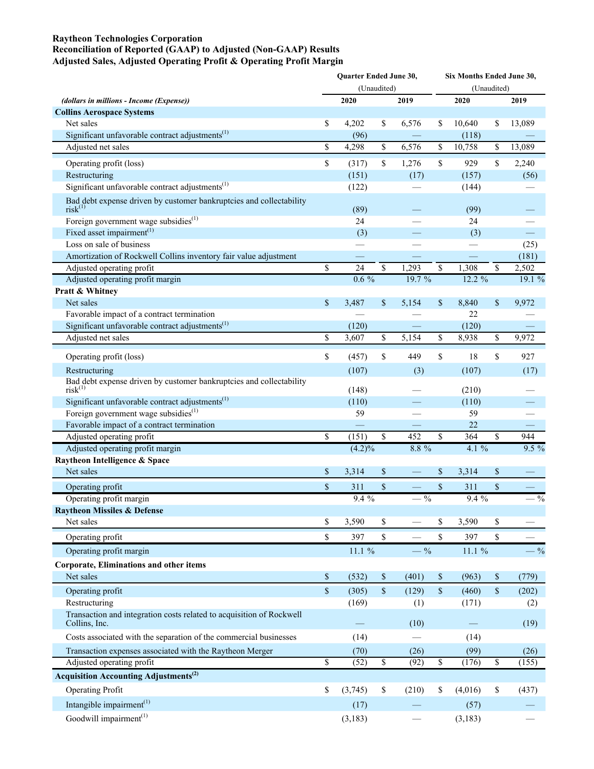**Raytheon Technologies Corporation**
**Reconciliation of Reported (GAAP) to Adjusted (Non-GAAP) Results**
**Adjusted Sales, Adjusted Operating Profit & Operating Profit Margin**

| *(dollars in millions - Income (Expense))* | Quarter Ended June 30, (Unaudited) 2020 | Quarter Ended June 30, (Unaudited) 2019 | Six Months Ended June 30, (Unaudited) 2020 | Six Months Ended June 30, (Unaudited) 2019 |
|---|---|---|---|---|
| **Collins Aerospace Systems** | | | | |
| Net sales | $ 4,202 | $ 6,576 | $ 10,640 | $ 13,089 |
| Significant unfavorable contract adjustments[1] | (96) | — | (118) | — |
| Adjusted net sales | $ 4,298 | $ 6,576 | $ 10,758 | $ 13,089 |
| Operating profit (loss) | $ (317) | $ 1,276 | $ 929 | $ 2,240 |
| Restructuring | (151) | (17) | (157) | (56) |
| Significant unfavorable contract adjustments[1] | (122) | — | (144) | — |
| Bad debt expense driven by customer bankruptcies and collectability risk[1] | (89) | — | (99) | — |
| Foreign government wage subsidies[1] | 24 | — | 24 | — |
| Fixed asset impairment[1] | (3) | — | (3) | — |
| Loss on sale of business | — | — | — | (25) |
| Amortization of Rockwell Collins inventory fair value adjustment | — | — | — | (181) |
| Adjusted operating profit | $ 24 | $ 1,293 | $ 1,308 | $ 2,502 |
| Adjusted operating profit margin | 0.6 % | 19.7 % | 12.2 % | 19.1 % |
| **Pratt & Whitney** | | | | |
| Net sales | $ 3,487 | $ 5,154 | $ 8,840 | $ 9,972 |
| Favorable impact of a contract termination | — | — | 22 | — |
| Significant unfavorable contract adjustments[1] | (120) | — | (120) | — |
| Adjusted net sales | $ 3,607 | $ 5,154 | $ 8,938 | $ 9,972 |
| Operating profit (loss) | $ (457) | $ 449 | $ 18 | $ 927 |
| Restructuring | (107) | (3) | (107) | (17) |
| Bad debt expense driven by customer bankruptcies and collectability risk[1] | (148) | — | (210) | — |
| Significant unfavorable contract adjustments[1] | (110) | — | (110) | — |
| Foreign government wage subsidies[1] | 59 | — | 59 | — |
| Favorable impact of a contract termination | — | — | 22 | — |
| Adjusted operating profit | $ (151) | $ 452 | $ 364 | $ 944 |
| Adjusted operating profit margin | (4.2)% | 8.8 % | 4.1 % | 9.5 % |
| **Raytheon Intelligence & Space** | | | | |
| Net sales | $ 3,314 | $ — | $ 3,314 | $ — |
| Operating profit | $ 311 | $ — | $ 311 | $ — |
| Operating profit margin | 9.4 % | — % | 9.4 % | — % |
| **Raytheon Missiles & Defense** | | | | |
| Net sales | $ 3,590 | $ — | $ 3,590 | $ — |
| Operating profit | $ 397 | $ — | $ 397 | $ — |
| Operating profit margin | 11.1 % | — % | 11.1 % | — % |
| **Corporate, Eliminations and other items** | | | | |
| Net sales | $ (532) | $ (401) | $ (963) | $ (779) |
| Operating profit | $ (305) | $ (129) | $ (460) | $ (202) |
| Restructuring | (169) | (1) | (171) | (2) |
| Transaction and integration costs related to acquisition of Rockwell Collins, Inc. | — | (10) | — | (19) |
| Costs associated with the separation of the commercial businesses | (14) | — | (14) | |
| Transaction expenses associated with the Raytheon Merger | (70) | (26) | (99) | (26) |
| Adjusted operating profit | $ (52) | $ (92) | $ (176) | $ (155) |
| **Acquisition Accounting Adjustments[2]** | | | | |
| Operating Profit | $ (3,745) | $ (210) | $ (4,016) | $ (437) |
| Intangible impairment[1] | (17) | — | (57) | — |
| Goodwill impairment[1] | (3,183) | — | (3,183) | — |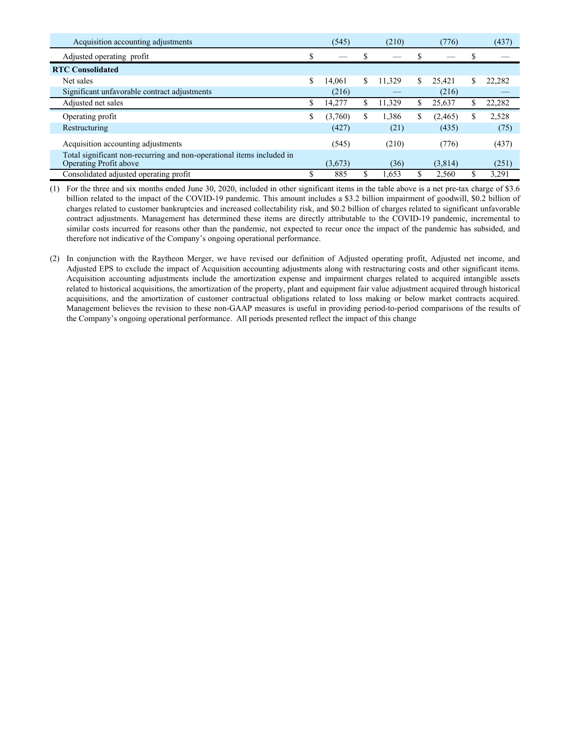| | | | | |
|---|---|---|---|---|
| Acquisition accounting adjustments | (545) | (210) | (776) | (437) |
| Adjusted operating profit | $ — | $ — | $ — | $ — |
| **RTC Consolidated** | | | | |
| Net sales | $ 14,061 | $ 11,329 | $ 25,421 | $ 22,282 |
| Significant unfavorable contract adjustments | (216) | — | (216) | — |
| Adjusted net sales | $ 14,277 | $ 11,329 | $ 25,637 | $ 22,282 |
| Operating profit | $ (3,760) | $ 1,386 | $ (2,465) | $ 2,528 |
| Restructuring | (427) | (21) | (435) | (75) |
| Acquisition accounting adjustments | (545) | (210) | (776) | (437) |
| Total significant non-recurring and non-operational items included in Operating Profit above | (3,673) | (36) | (3,814) | (251) |
| Consolidated adjusted operating profit | $ 885 | $ 1,653 | $ 2,560 | $ 3,291 |

(1) For the three and six months ended June 30, 2020, included in other significant items in the table above is a net pre-tax charge of $3.6 billion related to the impact of the COVID-19 pandemic. This amount includes a $3.2 billion impairment of goodwill, $0.2 billion of charges related to customer bankruptcies and increased collectability risk, and $0.2 billion of charges related to significant unfavorable contract adjustments. Management has determined these items are directly attributable to the COVID-19 pandemic, incremental to similar costs incurred for reasons other than the pandemic, not expected to recur once the impact of the pandemic has subsided, and therefore not indicative of the Company's ongoing operational performance.

(2) In conjunction with the Raytheon Merger, we have revised our definition of Adjusted operating profit, Adjusted net income, and Adjusted EPS to exclude the impact of Acquisition accounting adjustments along with restructuring costs and other significant items. Acquisition accounting adjustments include the amortization expense and impairment charges related to acquired intangible assets related to historical acquisitions, the amortization of the property, plant and equipment fair value adjustment acquired through historical acquisitions, and the amortization of customer contractual obligations related to loss making or below market contracts acquired. Management believes the revision to these non-GAAP measures is useful in providing period-to-period comparisons of the results of the Company's ongoing operational performance. All periods presented reflect the impact of this change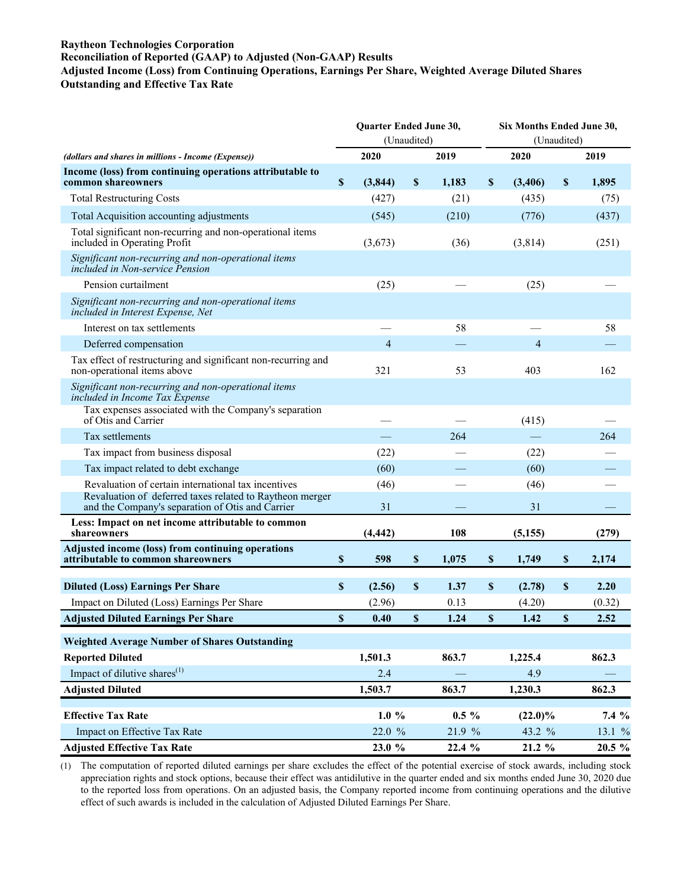**Raytheon Technologies Corporation**
**Reconciliation of Reported (GAAP) to Adjusted (Non-GAAP) Results**
**Adjusted Income (Loss) from Continuing Operations, Earnings Per Share, Weighted Average Diluted Shares Outstanding and Effective Tax Rate**

| | Quarter Ended June 30, (Unaudited) | | Six Months Ended June 30, (Unaudited) | |
|---|---|---|---|---|
| *(dollars and shares in millions - Income (Expense))* | **2020** | **2019** | **2020** | **2019** |
| **Income (loss) from continuing operations attributable to common shareowners** | **$ (3,844)** | **$ 1,183** | **$ (3,406)** | **$ 1,895** |
| Total Restructuring Costs | (427) | (21) | (435) | (75) |
| Total Acquisition accounting adjustments | (545) | (210) | (776) | (437) |
| Total significant non-recurring and non-operational items included in Operating Profit | (3,673) | (36) | (3,814) | (251) |
| *Significant non-recurring and non-operational items included in Non-service Pension* | | | | |
| Pension curtailment | (25) | — | (25) | — |
| *Significant non-recurring and non-operational items included in Interest Expense, Net* | | | | |
| Interest on tax settlements | — | 58 | — | 58 |
| Deferred compensation | 4 | — | 4 | — |
| Tax effect of restructuring and significant non-recurring and non-operational items above | 321 | 53 | 403 | 162 |
| *Significant non-recurring and non-operational items included in Income Tax Expense* | | | | |
| Tax expenses associated with the Company's separation of Otis and Carrier | — | — | (415) | — |
| Tax settlements | — | 264 | — | 264 |
| Tax impact from business disposal | (22) | — | (22) | — |
| Tax impact related to debt exchange | (60) | — | (60) | — |
| Revaluation of certain international tax incentives | (46) | — | (46) | — |
| Revaluation of deferred taxes related to Raytheon merger and the Company's separation of Otis and Carrier | 31 | — | 31 | — |
| **Less: Impact on net income attributable to common shareowners** | **(4,442)** | **108** | **(5,155)** | **(279)** |
| **Adjusted income (loss) from continuing operations attributable to common shareowners** | **$ 598** | **$ 1,075** | **$ 1,749** | **$ 2,174** |
| | | | | |
| **Diluted (Loss) Earnings Per Share** | **$ (2.56)** | **$ 1.37** | **$ (2.78)** | **$ 2.20** |
| Impact on Diluted (Loss) Earnings Per Share | (2.96) | 0.13 | (4.20) | (0.32) |
| **Adjusted Diluted Earnings Per Share** | **$ 0.40** | **$ 1.24** | **$ 1.42** | **$ 2.52** |
| | | | | |
| **Weighted Average Number of Shares Outstanding** | | | | |
| **Reported Diluted** | **1,501.3** | **863.7** | **1,225.4** | **862.3** |
| Impact of dilutive shares[1] | 2.4 | — | 4.9 | — |
| **Adjusted Diluted** | **1,503.7** | **863.7** | **1,230.3** | **862.3** |
| | | | | |
| **Effective Tax Rate** | **1.0 %** | **0.5 %** | **(22.0)%** | **7.4 %** |
| Impact on Effective Tax Rate | 22.0 % | 21.9 % | 43.2 % | 13.1 % |
| **Adjusted Effective Tax Rate** | **23.0 %** | **22.4 %** | **21.2 %** | **20.5 %** |

(1) The computation of reported diluted earnings per share excludes the effect of the potential exercise of stock awards, including stock appreciation rights and stock options, because their effect was antidilutive in the quarter ended and six months ended June 30, 2020 due to the reported loss from operations. On an adjusted basis, the Company reported income from continuing operations and the dilutive effect of such awards is included in the calculation of Adjusted Diluted Earnings Per Share.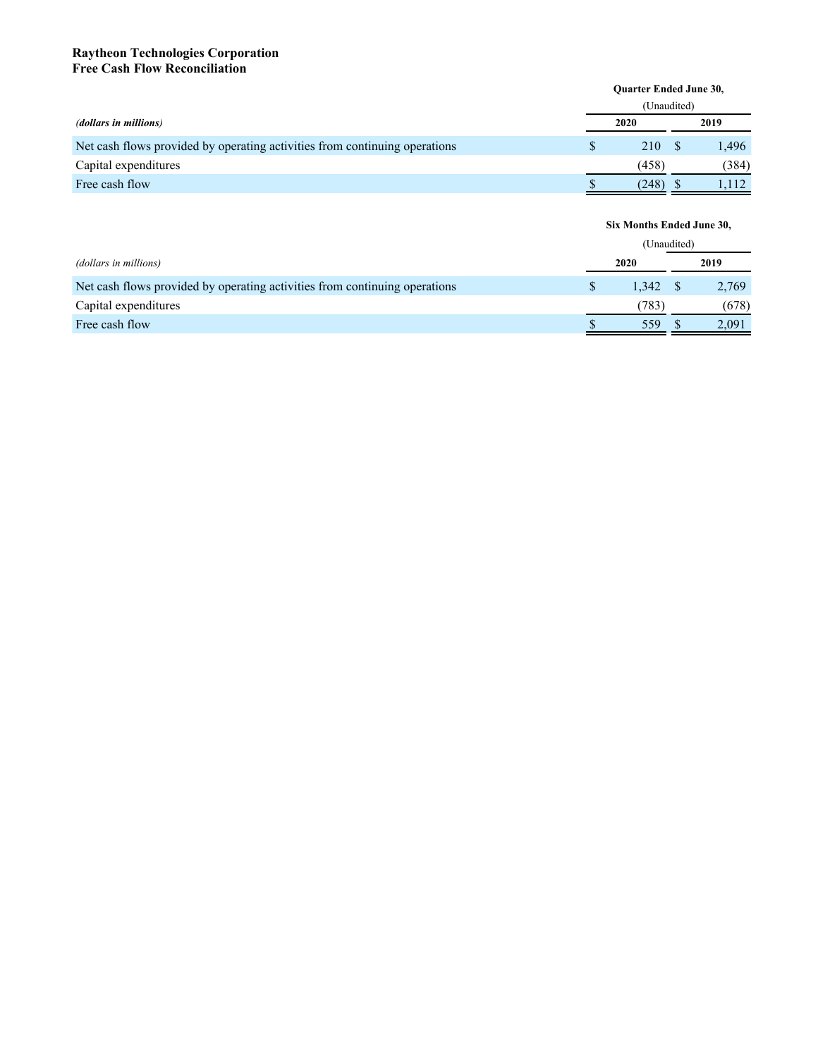**Raytheon Technologies Corporation**
**Free Cash Flow Reconciliation**

| *(dollars in millions)* | Quarter Ended June 30, (Unaudited) 2020 | 2019 |
|---|---|---|
| Net cash flows provided by operating activities from continuing operations | $ 210 | $ 1,496 |
| Capital expenditures | (458) | (384) |
| Free cash flow | $ (248) | $ 1,112 |

| *(dollars in millions)* | Six Months Ended June 30, (Unaudited) 2020 | 2019 |
|---|---|---|
| Net cash flows provided by operating activities from continuing operations | $ 1,342 | $ 2,769 |
| Capital expenditures | (783) | (678) |
| Free cash flow | $ 559 | $ 2,091 |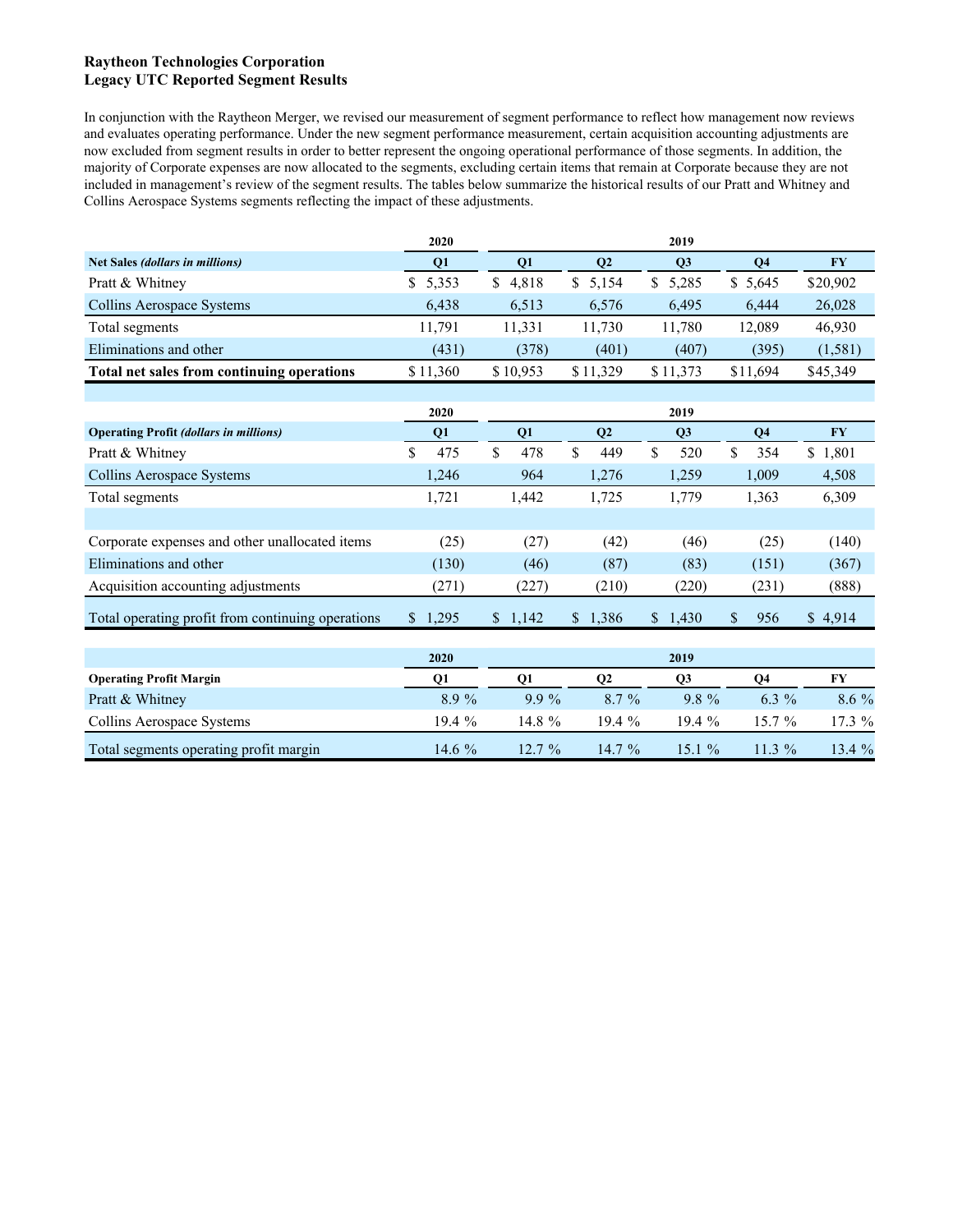**Raytheon Technologies Corporation**
**Legacy UTC Reported Segment Results**

In conjunction with the Raytheon Merger, we revised our measurement of segment performance to reflect how management now reviews and evaluates operating performance. Under the new segment performance measurement, certain acquisition accounting adjustments are now excluded from segment results in order to better represent the ongoing operational performance of those segments. In addition, the majority of Corporate expenses are now allocated to the segments, excluding certain items that remain at Corporate because they are not included in management's review of the segment results. The tables below summarize the historical results of our Pratt and Whitney and Collins Aerospace Systems segments reflecting the impact of these adjustments.

| | 2020 | 2019 | | | | |
|---|---|---|---|---|---|---|
| **Net Sales** ***(dollars in millions)*** | **Q1** | **Q1** | **Q2** | **Q3** | **Q4** | **FY** |
| Pratt & Whitney | $ 5,353 | $ 4,818 | $ 5,154 | $ 5,285 | $ 5,645 | $20,902 |
| Collins Aerospace Systems | 6,438 | 6,513 | 6,576 | 6,495 | 6,444 | 26,028 |
| Total segments | 11,791 | 11,331 | 11,730 | 11,780 | 12,089 | 46,930 |
| Eliminations and other | (431) | (378) | (401) | (407) | (395) | (1,581) |
| **Total net sales from continuing operations** | $ 11,360 | $ 10,953 | $ 11,329 | $ 11,373 | $11,694 | $45,349 |

| | 2020 | 2019 | | | | |
|---|---|---|---|---|---|---|
| **Operating Profit** ***(dollars in millions)*** | **Q1** | **Q1** | **Q2** | **Q3** | **Q4** | **FY** |
| Pratt & Whitney | $ 475 | $ 478 | $ 449 | $ 520 | $ 354 | $ 1,801 |
| Collins Aerospace Systems | 1,246 | 964 | 1,276 | 1,259 | 1,009 | 4,508 |
| Total segments | 1,721 | 1,442 | 1,725 | 1,779 | 1,363 | 6,309 |
| | | | | | | |
| Corporate expenses and other unallocated items | (25) | (27) | (42) | (46) | (25) | (140) |
| Eliminations and other | (130) | (46) | (87) | (83) | (151) | (367) |
| Acquisition accounting adjustments | (271) | (227) | (210) | (220) | (231) | (888) |
| Total operating profit from continuing operations | $ 1,295 | $ 1,142 | $ 1,386 | $ 1,430 | $ 956 | $ 4,914 |

| | 2020 | 2019 | | | | |
|---|---|---|---|---|---|---|
| **Operating Profit Margin** | **Q1** | **Q1** | **Q2** | **Q3** | **Q4** | **FY** |
| Pratt & Whitney | 8.9 % | 9.9 % | 8.7 % | 9.8 % | 6.3 % | 8.6 % |
| Collins Aerospace Systems | 19.4 % | 14.8 % | 19.4 % | 19.4 % | 15.7 % | 17.3 % |
| Total segments operating profit margin | 14.6 % | 12.7 % | 14.7 % | 15.1 % | 11.3 % | 13.4 % |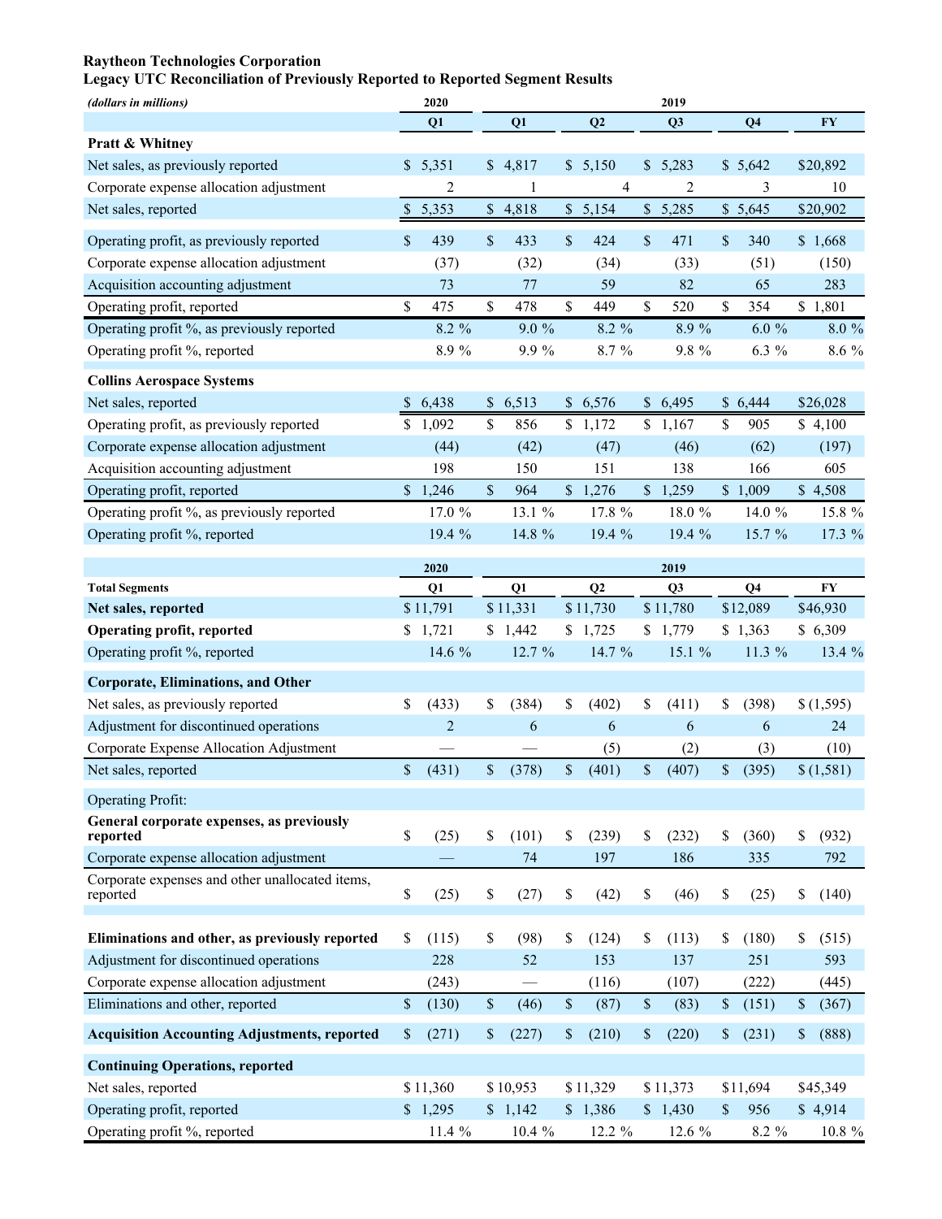**Raytheon Technologies Corporation**
**Legacy UTC Reconciliation of Previously Reported to Reported Segment Results**

| *(dollars in millions)* | 2020 | 2019 | | | | |
|---|---|---|---|---|---|---|
| | Q1 | Q1 | Q2 | Q3 | Q4 | FY |
| **Pratt & Whitney** | | | | | | |
| Net sales, as previously reported | $ 5,351 | $ 4,817 | $ 5,150 | $ 5,283 | $ 5,642 | $20,892 |
| Corporate expense allocation adjustment | 2 | 1 | 4 | 2 | 3 | 10 |
| Net sales, reported | $ 5,353 | $ 4,818 | $ 5,154 | $ 5,285 | $ 5,645 | $20,902 |
| Operating profit, as previously reported | $ 439 | $ 433 | $ 424 | $ 471 | $ 340 | $ 1,668 |
| Corporate expense allocation adjustment | (37) | (32) | (34) | (33) | (51) | (150) |
| Acquisition accounting adjustment | 73 | 77 | 59 | 82 | 65 | 283 |
| Operating profit, reported | $ 475 | $ 478 | $ 449 | $ 520 | $ 354 | $ 1,801 |
| Operating profit %, as previously reported | 8.2 % | 9.0 % | 8.2 % | 8.9 % | 6.0 % | 8.0 % |
| Operating profit %, reported | 8.9 % | 9.9 % | 8.7 % | 9.8 % | 6.3 % | 8.6 % |
| **Collins Aerospace Systems** | | | | | | |
| Net sales, reported | $ 6,438 | $ 6,513 | $ 6,576 | $ 6,495 | $ 6,444 | $26,028 |
| Operating profit, as previously reported | $ 1,092 | $ 856 | $ 1,172 | $ 1,167 | $ 905 | $ 4,100 |
| Corporate expense allocation adjustment | (44) | (42) | (47) | (46) | (62) | (197) |
| Acquisition accounting adjustment | 198 | 150 | 151 | 138 | 166 | 605 |
| Operating profit, reported | $ 1,246 | $ 964 | $ 1,276 | $ 1,259 | $ 1,009 | $ 4,508 |
| Operating profit %, as previously reported | 17.0 % | 13.1 % | 17.8 % | 18.0 % | 14.0 % | 15.8 % |
| Operating profit %, reported | 19.4 % | 14.8 % | 19.4 % | 19.4 % | 15.7 % | 17.3 % |

| | 2020 | 2019 | | | | |
|---|---|---|---|---|---|---|
| **Total Segments** | Q1 | Q1 | Q2 | Q3 | Q4 | FY |
| **Net sales, reported** | $ 11,791 | $ 11,331 | $ 11,730 | $ 11,780 | $12,089 | $46,930 |
| **Operating profit, reported** | $ 1,721 | $ 1,442 | $ 1,725 | $ 1,779 | $ 1,363 | $ 6,309 |
| Operating profit %, reported | 14.6 % | 12.7 % | 14.7 % | 15.1 % | 11.3 % | 13.4 % |
| **Corporate, Eliminations, and Other** | | | | | | |
| Net sales, as previously reported | $ (433) | $ (384) | $ (402) | $ (411) | $ (398) | $ (1,595) |
| Adjustment for discontinued operations | 2 | 6 | 6 | 6 | 6 | 24 |
| Corporate Expense Allocation Adjustment | — | — | (5) | (2) | (3) | (10) |
| Net sales, reported | $ (431) | $ (378) | $ (401) | $ (407) | $ (395) | $ (1,581) |
| Operating Profit: | | | | | | |
| **General corporate expenses, as previously reported** | $ (25) | $ (101) | $ (239) | $ (232) | $ (360) | $ (932) |
| Corporate expense allocation adjustment | — | 74 | 197 | 186 | 335 | 792 |
| Corporate expenses and other unallocated items, reported | $ (25) | $ (27) | $ (42) | $ (46) | $ (25) | $ (140) |
| **Eliminations and other, as previously reported** | $ (115) | $ (98) | $ (124) | $ (113) | $ (180) | $ (515) |
| Adjustment for discontinued operations | 228 | 52 | 153 | 137 | 251 | 593 |
| Corporate expense allocation adjustment | (243) | — | (116) | (107) | (222) | (445) |
| Eliminations and other, reported | $ (130) | $ (46) | $ (87) | $ (83) | $ (151) | $ (367) |
| **Acquisition Accounting Adjustments, reported** | $ (271) | $ (227) | $ (210) | $ (220) | $ (231) | $ (888) |
| **Continuing Operations, reported** | | | | | | |
| Net sales, reported | $ 11,360 | $ 10,953 | $ 11,329 | $ 11,373 | $11,694 | $45,349 |
| Operating profit, reported | $ 1,295 | $ 1,142 | $ 1,386 | $ 1,430 | $ 956 | $ 4,914 |
| Operating profit %, reported | 11.4 % | 10.4 % | 12.2 % | 12.6 % | 8.2 % | 10.8 % |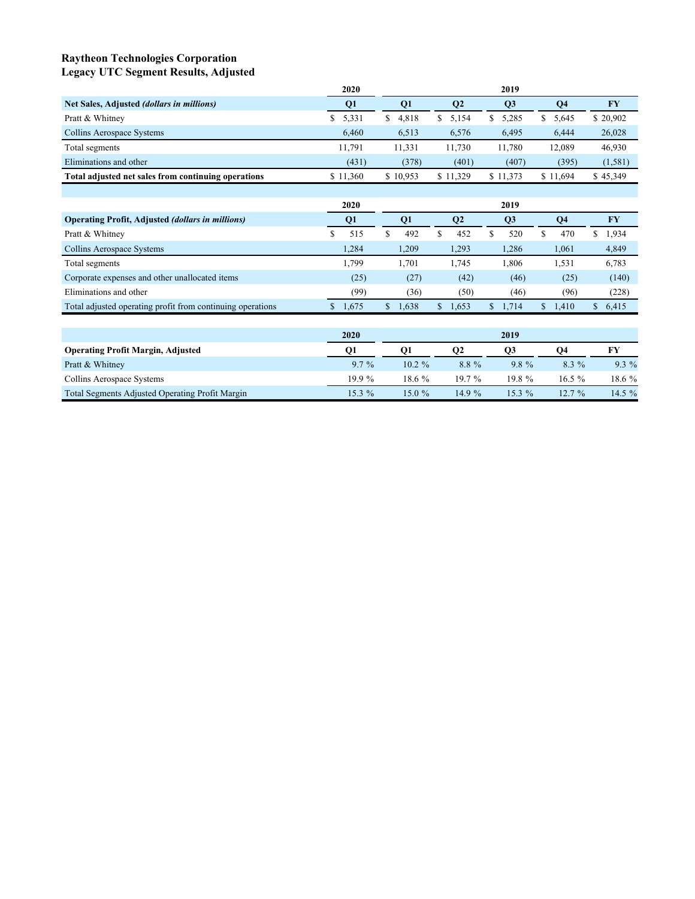# Raytheon Technologies Corporation
## Legacy UTC Segment Results, Adjusted

| | 2020 | 2019 | | | | |
|---|---|---|---|---|---|---|
| **Net Sales, Adjusted *(dollars in millions)*** | **Q1** | **Q1** | **Q2** | **Q3** | **Q4** | **FY** |
| Pratt & Whitney | $ 5,331 | $ 4,818 | $ 5,154 | $ 5,285 | $ 5,645 | $ 20,902 |
| Collins Aerospace Systems | 6,460 | 6,513 | 6,576 | 6,495 | 6,444 | 26,028 |
| Total segments | 11,791 | 11,331 | 11,730 | 11,780 | 12,089 | 46,930 |
| Eliminations and other | (431) | (378) | (401) | (407) | (395) | (1,581) |
| **Total adjusted net sales from continuing operations** | $ 11,360 | $ 10,953 | $ 11,329 | $ 11,373 | $ 11,694 | $ 45,349 |

| | 2020 | 2019 | | | | |
|---|---|---|---|---|---|---|
| **Operating Profit, Adjusted *(dollars in millions)*** | **Q1** | **Q1** | **Q2** | **Q3** | **Q4** | **FY** |
| Pratt & Whitney | $ 515 | $ 492 | $ 452 | $ 520 | $ 470 | $ 1,934 |
| Collins Aerospace Systems | 1,284 | 1,209 | 1,293 | 1,286 | 1,061 | 4,849 |
| Total segments | 1,799 | 1,701 | 1,745 | 1,806 | 1,531 | 6,783 |
| Corporate expenses and other unallocated items | (25) | (27) | (42) | (46) | (25) | (140) |
| Eliminations and other | (99) | (36) | (50) | (46) | (96) | (228) |
| Total adjusted operating profit from continuing operations | $ 1,675 | $ 1,638 | $ 1,653 | $ 1,714 | $ 1,410 | $ 6,415 |

| | 2020 | 2019 | | | | |
|---|---|---|---|---|---|---|
| **Operating Profit Margin, Adjusted** | **Q1** | **Q1** | **Q2** | **Q3** | **Q4** | **FY** |
| Pratt & Whitney | 9.7 % | 10.2 % | 8.8 % | 9.8 % | 8.3 % | 9.3 % |
| Collins Aerospace Systems | 19.9 % | 18.6 % | 19.7 % | 19.8 % | 16.5 % | 18.6 % |
| Total Segments Adjusted Operating Profit Margin | 15.3 % | 15.0 % | 14.9 % | 15.3 % | 12.7 % | 14.5 % |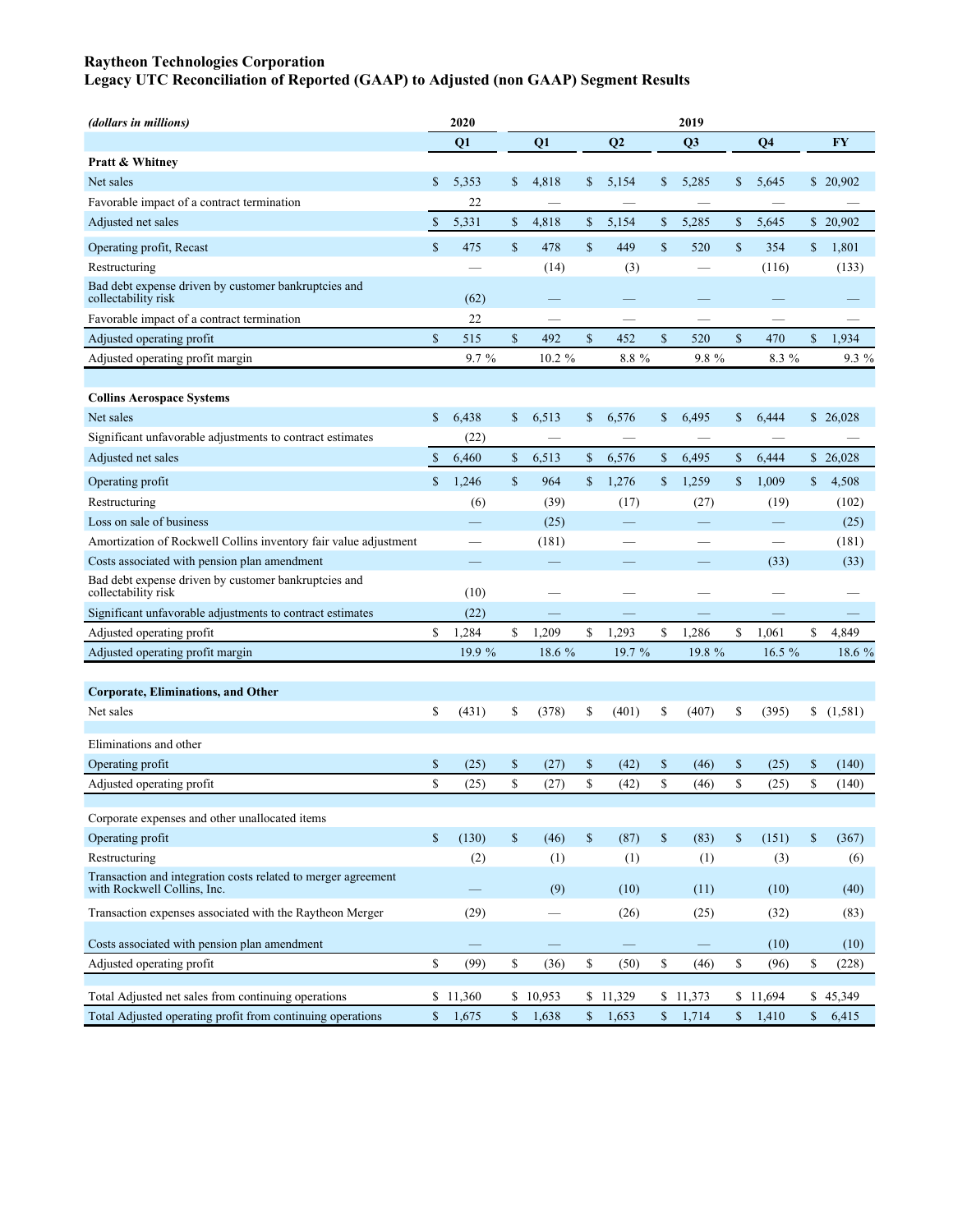# Raytheon Technologies Corporation
## Legacy UTC Reconciliation of Reported (GAAP) to Adjusted (non GAAP) Segment Results

| *(dollars in millions)* | 2020 | 2019 | | | | |
|---|---|---|---|---|---|---|
| | Q1 | Q1 | Q2 | Q3 | Q4 | FY |
| **Pratt & Whitney** | | | | | | |
| Net sales | $ 5,353 | $ 4,818 | $ 5,154 | $ 5,285 | $ 5,645 | $ 20,902 |
| Favorable impact of a contract termination | 22 | — | — | — | — | — |
| Adjusted net sales | $ 5,331 | $ 4,818 | $ 5,154 | $ 5,285 | $ 5,645 | $ 20,902 |
| Operating profit, Recast | $ 475 | $ 478 | $ 449 | $ 520 | $ 354 | $ 1,801 |
| Restructuring | — | (14) | (3) | — | (116) | (133) |
| Bad debt expense driven by customer bankruptcies and collectability risk | (62) | — | — | — | — | — |
| Favorable impact of a contract termination | 22 | — | — | — | — | — |
| Adjusted operating profit | $ 515 | $ 492 | $ 452 | $ 520 | $ 470 | $ 1,934 |
| Adjusted operating profit margin | 9.7 % | 10.2 % | 8.8 % | 9.8 % | 8.3 % | 9.3 % |
| | | | | | | |
| **Collins Aerospace Systems** | | | | | | |
| Net sales | $ 6,438 | $ 6,513 | $ 6,576 | $ 6,495 | $ 6,444 | $ 26,028 |
| Significant unfavorable adjustments to contract estimates | (22) | — | — | — | — | — |
| Adjusted net sales | $ 6,460 | $ 6,513 | $ 6,576 | $ 6,495 | $ 6,444 | $ 26,028 |
| Operating profit | $ 1,246 | $ 964 | $ 1,276 | $ 1,259 | $ 1,009 | $ 4,508 |
| Restructuring | (6) | (39) | (17) | (27) | (19) | (102) |
| Loss on sale of business | — | (25) | — | — | — | (25) |
| Amortization of Rockwell Collins inventory fair value adjustment | — | (181) | — | — | — | (181) |
| Costs associated with pension plan amendment | — | — | — | — | (33) | (33) |
| Bad debt expense driven by customer bankruptcies and collectability risk | (10) | — | — | — | — | — |
| Significant unfavorable adjustments to contract estimates | (22) | — | — | — | — | — |
| Adjusted operating profit | $ 1,284 | $ 1,209 | $ 1,293 | $ 1,286 | $ 1,061 | $ 4,849 |
| Adjusted operating profit margin | 19.9 % | 18.6 % | 19.7 % | 19.8 % | 16.5 % | 18.6 % |
| | | | | | | |
| **Corporate, Eliminations, and Other** | | | | | | |
| Net sales | $ (431) | $ (378) | $ (401) | $ (407) | $ (395) | $ (1,581) |
| | | | | | | |
| Eliminations and other | | | | | | |
| Operating profit | $ (25) | $ (27) | $ (42) | $ (46) | $ (25) | $ (140) |
| Adjusted operating profit | $ (25) | $ (27) | $ (42) | $ (46) | $ (25) | $ (140) |
| | | | | | | |
| Corporate expenses and other unallocated items | | | | | | |
| Operating profit | $ (130) | $ (46) | $ (87) | $ (83) | $ (151) | $ (367) |
| Restructuring | (2) | (1) | (1) | (1) | (3) | (6) |
| Transaction and integration costs related to merger agreement with Rockwell Collins, Inc. | — | (9) | (10) | (11) | (10) | (40) |
| Transaction expenses associated with the Raytheon Merger | (29) | — | (26) | (25) | (32) | (83) |
| Costs associated with pension plan amendment | — | — | — | — | (10) | (10) |
| Adjusted operating profit | $ (99) | $ (36) | $ (50) | $ (46) | $ (96) | $ (228) |
| | | | | | | |
| Total Adjusted net sales from continuing operations | $ 11,360 | $ 10,953 | $ 11,329 | $ 11,373 | $ 11,694 | $ 45,349 |
| Total Adjusted operating profit from continuing operations | $ 1,675 | $ 1,638 | $ 1,653 | $ 1,714 | $ 1,410 | $ 6,415 |